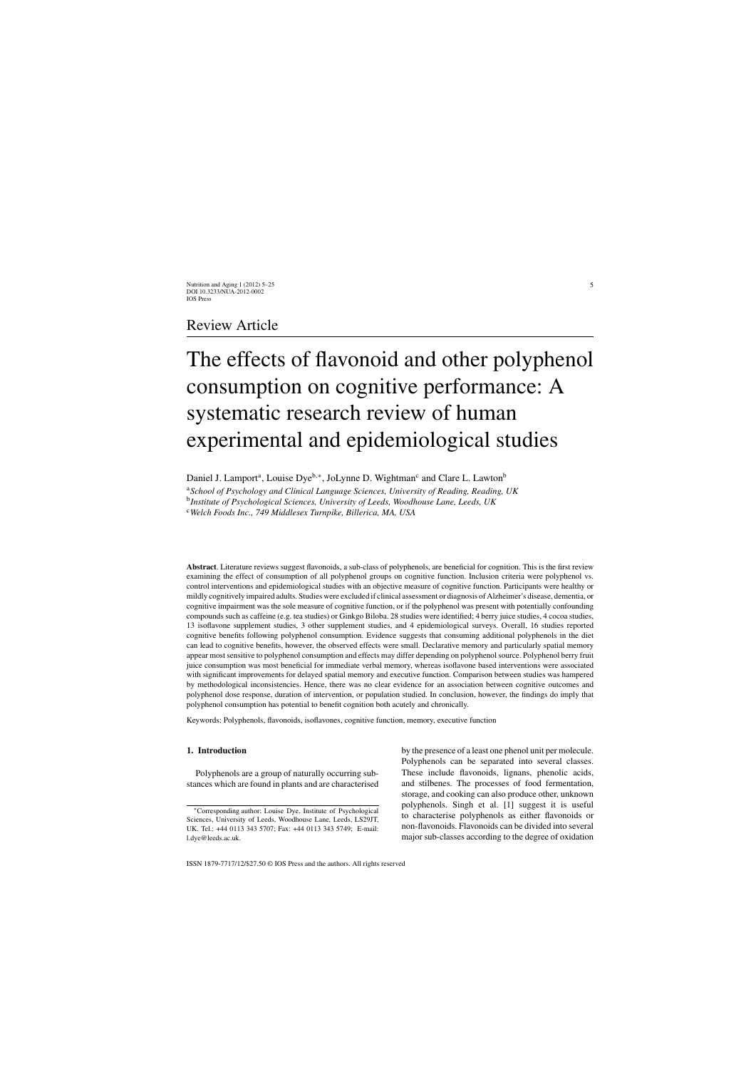Review Article

# The effects of flavonoid and other polyphenol consumption on cognitive performance: A systematic research review of human experimental and epidemiological studies

Daniel J. Lamport[a], Louise Dye[b,*], JoLynne D. Wightman[c] and Clare L. Lawton[b]

[a]*School of Psychology and Clinical Language Sciences, University of Reading, Reading, UK*

[b]*Institute of Psychological Sciences, University of Leeds, Woodhouse Lane, Leeds, UK*

[c]*Welch Foods Inc., 749 Middlesex Turnpike, Billerica, MA, USA*

**Abstract**. Literature reviews suggest flavonoids, a sub-class of polyphenols, are beneficial for cognition. This is the first review examining the effect of consumption of all polyphenol groups on cognitive function. Inclusion criteria were polyphenol vs. control interventions and epidemiological studies with an objective measure of cognitive function. Participants were healthy or mildly cognitively impaired adults. Studies were excluded if clinical assessment or diagnosis of Alzheimer's disease, dementia, or cognitive impairment was the sole measure of cognitive function, or if the polyphenol was present with potentially confounding compounds such as caffeine (e.g. tea studies) or Ginkgo Biloba. 28 studies were identified; 4 berry juice studies, 4 cocoa studies, 13 isoflavone supplement studies, 3 other supplement studies, and 4 epidemiological surveys. Overall, 16 studies reported cognitive benefits following polyphenol consumption. Evidence suggests that consuming additional polyphenols in the diet can lead to cognitive benefits, however, the observed effects were small. Declarative memory and particularly spatial memory appear most sensitive to polyphenol consumption and effects may differ depending on polyphenol source. Polyphenol berry fruit juice consumption was most beneficial for immediate verbal memory, whereas isoflavone based interventions were associated with significant improvements for delayed spatial memory and executive function. Comparison between studies was hampered by methodological inconsistencies. Hence, there was no clear evidence for an association between cognitive outcomes and polyphenol dose response, duration of intervention, or population studied. In conclusion, however, the findings do imply that polyphenol consumption has potential to benefit cognition both acutely and chronically.

Keywords: Polyphenols, flavonoids, isoflavones, cognitive function, memory, executive function

## 1. Introduction

Polyphenols are a group of naturally occurring substances which are found in plants and are characterised by the presence of a least one phenol unit per molecule. Polyphenols can be separated into several classes. These include flavonoids, lignans, phenolic acids, and stilbenes. The processes of food fermentation, storage, and cooking can also produce other, unknown polyphenols. Singh et al. [1] suggest it is useful to characterise polyphenols as either flavonoids or non-flavonoids. Flavonoids can be divided into several major sub-classes according to the degree of oxidation

*Corresponding author: Louise Dye, Institute of Psychological Sciences, University of Leeds, Woodhouse Lane, Leeds, LS29JT, UK. Tel.: +44 0113 343 5707; Fax: +44 0113 343 5749; E-mail: l.dye@leeds.ac.uk.

ISSN 1879-7717/12/$27.50 © IOS Press and the authors. All rights reserved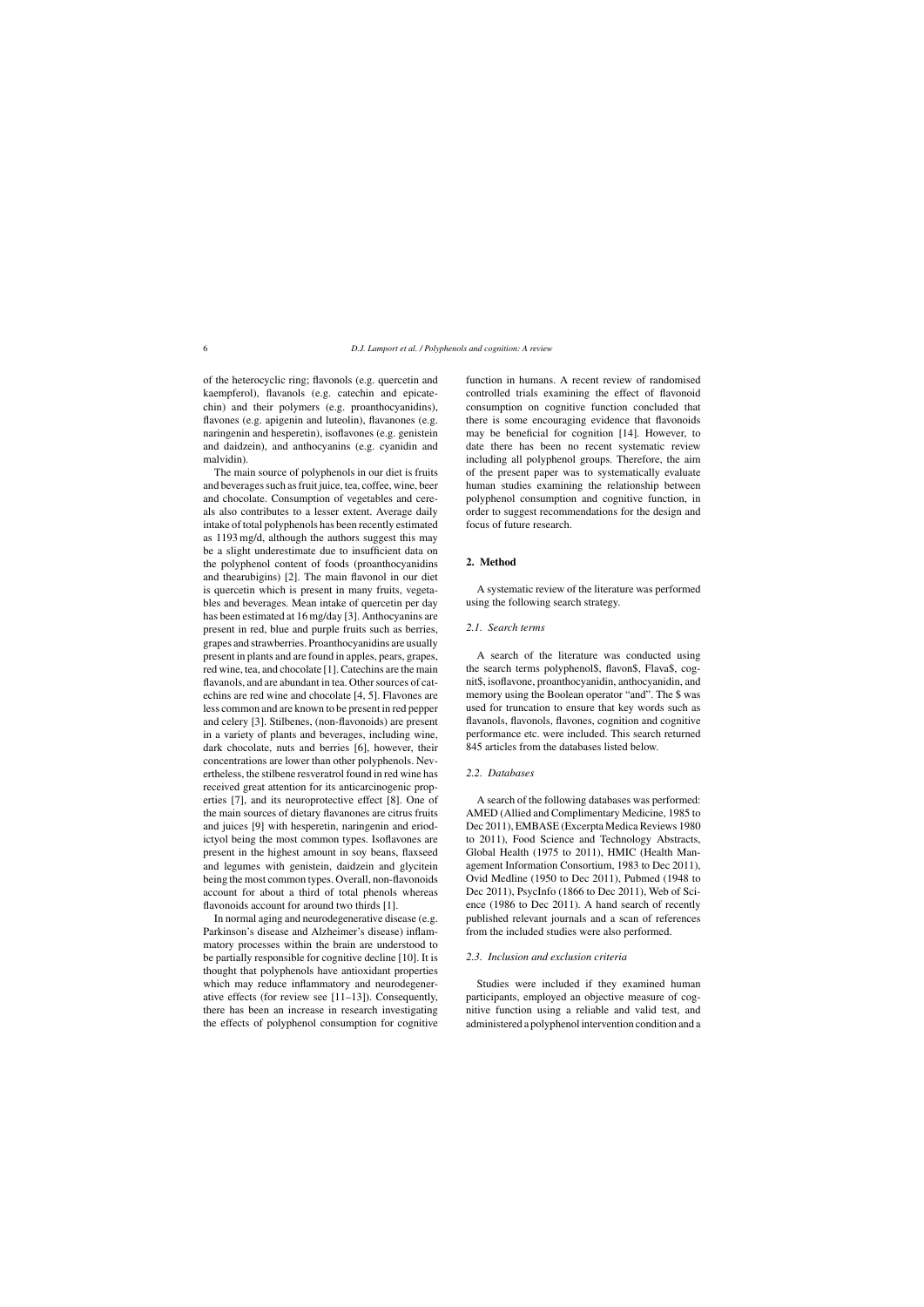of the heterocyclic ring; flavonols (e.g. quercetin and kaempferol), flavanols (e.g. catechin and epicatechin) and their polymers (e.g. proanthocyanidins), flavones (e.g. apigenin and luteolin), flavanones (e.g. naringenin and hesperetin), isoflavones (e.g. genistein and daidzein), and anthocyanins (e.g. cyanidin and malvidin).

The main source of polyphenols in our diet is fruits and beverages such as fruit juice, tea, coffee, wine, beer and chocolate. Consumption of vegetables and cereals also contributes to a lesser extent. Average daily intake of total polyphenols has been recently estimated as 1193 mg/d, although the authors suggest this may be a slight underestimate due to insufficient data on the polyphenol content of foods (proanthocyanidins and thearubigins) [2]. The main flavonol in our diet is quercetin which is present in many fruits, vegetables and beverages. Mean intake of quercetin per day has been estimated at 16 mg/day [3]. Anthocyanins are present in red, blue and purple fruits such as berries, grapes and strawberries. Proanthocyanidins are usually present in plants and are found in apples, pears, grapes, red wine, tea, and chocolate [1]. Catechins are the main flavanols, and are abundant in tea. Other sources of catechins are red wine and chocolate [4, 5]. Flavones are less common and are known to be present in red pepper and celery [3]. Stilbenes, (non-flavonoids) are present in a variety of plants and beverages, including wine, dark chocolate, nuts and berries [6], however, their concentrations are lower than other polyphenols. Nevertheless, the stilbene resveratrol found in red wine has received great attention for its anticarcinogenic properties [7], and its neuroprotective effect [8]. One of the main sources of dietary flavanones are citrus fruits and juices [9] with hesperetin, naringenin and eriodictyol being the most common types. Isoflavones are present in the highest amount in soy beans, flaxseed and legumes with genistein, daidzein and glycitein being the most common types. Overall, non-flavonoids account for about a third of total phenols whereas flavonoids account for around two thirds [1].

In normal aging and neurodegenerative disease (e.g. Parkinson's disease and Alzheimer's disease) inflammatory processes within the brain are understood to be partially responsible for cognitive decline [10]. It is thought that polyphenols have antioxidant properties which may reduce inflammatory and neurodegenerative effects (for review see [11–13]). Consequently, there has been an increase in research investigating the effects of polyphenol consumption for cognitive function in humans. A recent review of randomised controlled trials examining the effect of flavonoid consumption on cognitive function concluded that there is some encouraging evidence that flavonoids may be beneficial for cognition [14]. However, to date there has been no recent systematic review including all polyphenol groups. Therefore, the aim of the present paper was to systematically evaluate human studies examining the relationship between polyphenol consumption and cognitive function, in order to suggest recommendations for the design and focus of future research.

## 2. Method

A systematic review of the literature was performed using the following search strategy.

### *2.1. Search terms*

A search of the literature was conducted using the search terms polyphenol$, flavon$, Flava$, cognit$, isoflavone, proanthocyanidin, anthocyanidin, and memory using the Boolean operator "and". The $ was used for truncation to ensure that key words such as flavanols, flavonols, flavones, cognition and cognitive performance etc. were included. This search returned 845 articles from the databases listed below.

### *2.2. Databases*

A search of the following databases was performed: AMED (Allied and Complimentary Medicine, 1985 to Dec 2011), EMBASE (Excerpta Medica Reviews 1980 to 2011), Food Science and Technology Abstracts, Global Health (1975 to 2011), HMIC (Health Management Information Consortium, 1983 to Dec 2011), Ovid Medline (1950 to Dec 2011), Pubmed (1948 to Dec 2011), PsycInfo (1866 to Dec 2011), Web of Science (1986 to Dec 2011). A hand search of recently published relevant journals and a scan of references from the included studies were also performed.

### *2.3. Inclusion and exclusion criteria*

Studies were included if they examined human participants, employed an objective measure of cognitive function using a reliable and valid test, and administered a polyphenol intervention condition and a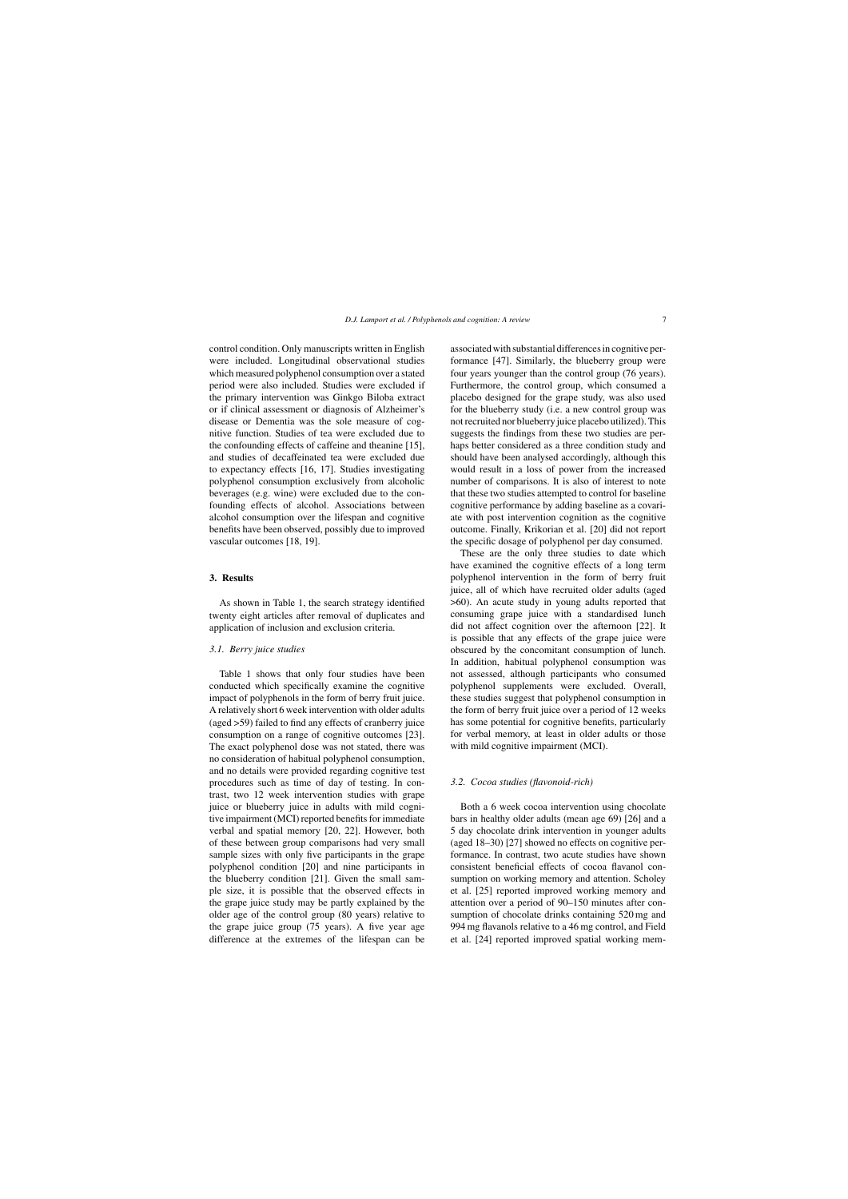control condition. Only manuscripts written in English were included. Longitudinal observational studies which measured polyphenol consumption over a stated period were also included. Studies were excluded if the primary intervention was Ginkgo Biloba extract or if clinical assessment or diagnosis of Alzheimer's disease or Dementia was the sole measure of cognitive function. Studies of tea were excluded due to the confounding effects of caffeine and theanine [15], and studies of decaffeinated tea were excluded due to expectancy effects [16, 17]. Studies investigating polyphenol consumption exclusively from alcoholic beverages (e.g. wine) were excluded due to the confounding effects of alcohol. Associations between alcohol consumption over the lifespan and cognitive benefits have been observed, possibly due to improved vascular outcomes [18, 19].

## 3. Results

As shown in Table 1, the search strategy identified twenty eight articles after removal of duplicates and application of inclusion and exclusion criteria.

### *3.1. Berry juice studies*

Table 1 shows that only four studies have been conducted which specifically examine the cognitive impact of polyphenols in the form of berry fruit juice. A relatively short 6 week intervention with older adults (aged >59) failed to find any effects of cranberry juice consumption on a range of cognitive outcomes [23]. The exact polyphenol dose was not stated, there was no consideration of habitual polyphenol consumption, and no details were provided regarding cognitive test procedures such as time of day of testing. In contrast, two 12 week intervention studies with grape juice or blueberry juice in adults with mild cognitive impairment (MCI) reported benefits for immediate verbal and spatial memory [20, 22]. However, both of these between group comparisons had very small sample sizes with only five participants in the grape polyphenol condition [20] and nine participants in the blueberry condition [21]. Given the small sample size, it is possible that the observed effects in the grape juice study may be partly explained by the older age of the control group (80 years) relative to the grape juice group (75 years). A five year age difference at the extremes of the lifespan can be associated with substantial differences in cognitive performance [47]. Similarly, the blueberry group were four years younger than the control group (76 years). Furthermore, the control group, which consumed a placebo designed for the grape study, was also used for the blueberry study (i.e. a new control group was not recruited nor blueberry juice placebo utilized). This suggests the findings from these two studies are perhaps better considered as a three condition study and should have been analysed accordingly, although this would result in a loss of power from the increased number of comparisons. It is also of interest to note that these two studies attempted to control for baseline cognitive performance by adding baseline as a covariate with post intervention cognition as the cognitive outcome. Finally, Krikorian et al. [20] did not report the specific dosage of polyphenol per day consumed.

These are the only three studies to date which have examined the cognitive effects of a long term polyphenol intervention in the form of berry fruit juice, all of which have recruited older adults (aged >60). An acute study in young adults reported that consuming grape juice with a standardised lunch did not affect cognition over the afternoon [22]. It is possible that any effects of the grape juice were obscured by the concomitant consumption of lunch. In addition, habitual polyphenol consumption was not assessed, although participants who consumed polyphenol supplements were excluded. Overall, these studies suggest that polyphenol consumption in the form of berry fruit juice over a period of 12 weeks has some potential for cognitive benefits, particularly for verbal memory, at least in older adults or those with mild cognitive impairment (MCI).

### *3.2. Cocoa studies (flavonoid-rich)*

Both a 6 week cocoa intervention using chocolate bars in healthy older adults (mean age 69) [26] and a 5 day chocolate drink intervention in younger adults (aged 18–30) [27] showed no effects on cognitive performance. In contrast, two acute studies have shown consistent beneficial effects of cocoa flavanol consumption on working memory and attention. Scholey et al. [25] reported improved working memory and attention over a period of 90–150 minutes after consumption of chocolate drinks containing 520 mg and 994 mg flavanols relative to a 46 mg control, and Field et al. [24] reported improved spatial working mem-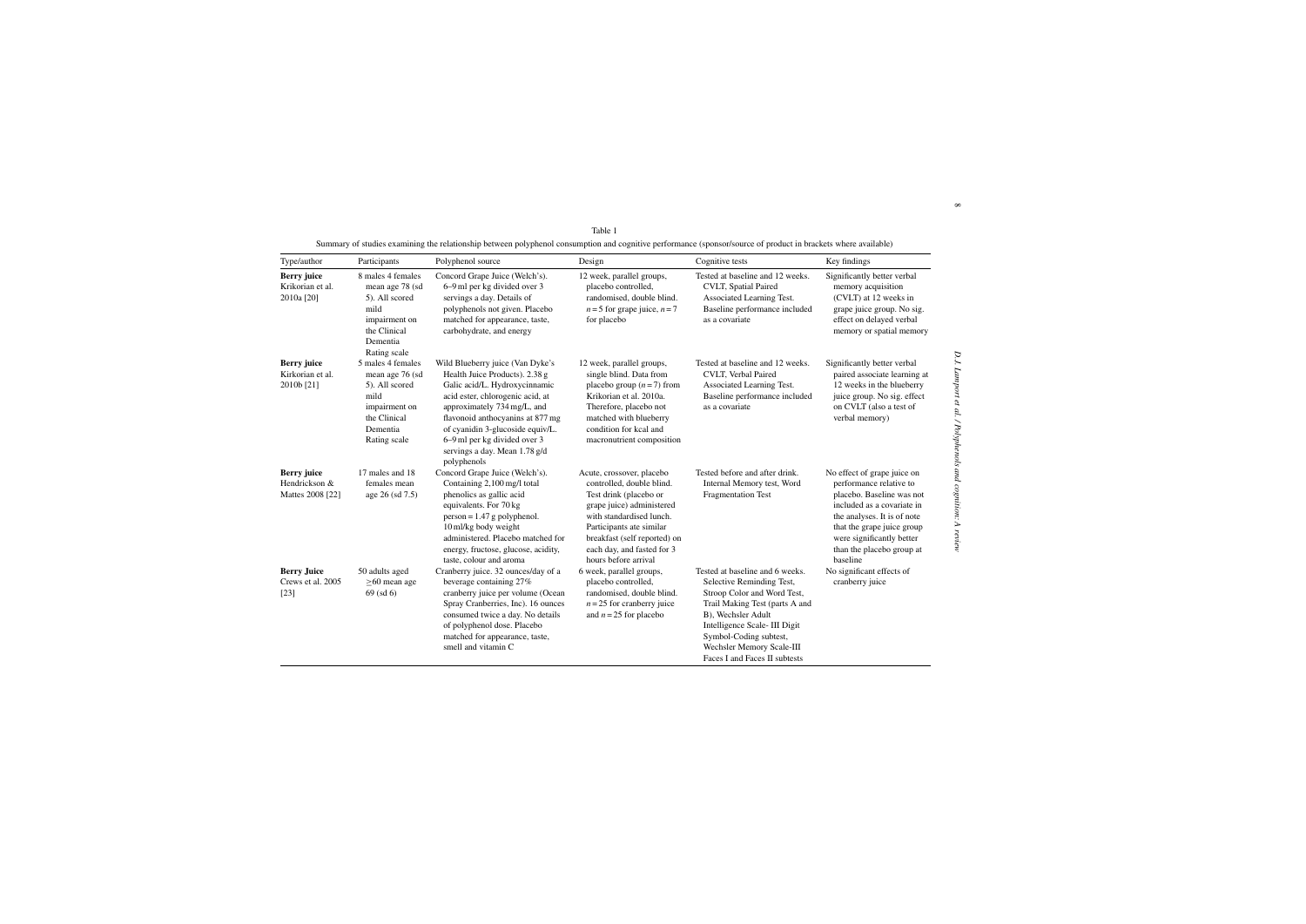Table 1

Summary of studies examining the relationship between polyphenol consumption and cognitive performance (sponsor/source of product in brackets where available)

| Type/author | Participants | Polyphenol source | Design | Cognitive tests | Key findings |
|---|---|---|---|---|---|
| **Berry juice** Krikorian et al. 2010a [20] | 8 males 4 females mean age 78 (sd 5). All scored mild impairment on the Clinical Dementia Rating scale | Concord Grape Juice (Welch's). 6–9 ml per kg divided over 3 servings a day. Details of polyphenols not given. Placebo matched for appearance, taste, carbohydrate, and energy | 12 week, parallel groups, placebo controlled, randomised, double blind. $n = 5$ for grape juice, $n = 7$ for placebo | Tested at baseline and 12 weeks. CVLT, Spatial Paired Associated Learning Test. Baseline performance included as a covariate | Significantly better verbal memory acquisition (CVLT) at 12 weeks in grape juice group. No sig. effect on delayed verbal memory or spatial memory |
| **Berry juice** Kirkorian et al. 2010b [21] | 5 males 4 females mean age 76 (sd 5). All scored mild impairment on the Clinical Dementia Rating scale | Wild Blueberry juice (Van Dyke's Health Juice Products). 2.38 g Galic acid/L. Hydroxycinnamic acid ester, chlorogenic acid, at approximately 734 mg/L, and flavonoid anthocyanins at 877 mg of cyanidin 3-glucoside equiv/L. 6–9 ml per kg divided over 3 servings a day. Mean 1.78 g/d polyphenols | 12 week, parallel groups, single blind. Data from placebo group ($n = 7$) from Krikorian et al. 2010a. Therefore, placebo not matched with blueberry condition for kcal and macronutrient composition | Tested at baseline and 12 weeks. CVLT, Verbal Paired Associated Learning Test. Baseline performance included as a covariate | Significantly better verbal paired associate learning at 12 weeks in the blueberry juice group. No sig. effect on CVLT (also a test of verbal memory) |
| **Berry juice** Hendrickson & Mattes 2008 [22] | 17 males and 18 females mean age 26 (sd 7.5) | Concord Grape Juice (Welch's). Containing 2,100 mg/l total phenolics as gallic acid equivalents. For 70 kg person = 1.47 g polyphenol. 10 ml/kg body weight administered. Placebo matched for energy, fructose, glucose, acidity, taste, colour and aroma | Acute, crossover, placebo controlled, double blind. Test drink (placebo or grape juice) administered with standardised lunch. Participants ate similar breakfast (self reported) on each day, and fasted for 3 hours before arrival | Tested before and after drink. Internal Memory test, Word Fragmentation Test | No effect of grape juice on performance relative to placebo. Baseline was not included as a covariate in the analyses. It is of note that the grape juice group were significantly better than the placebo group at baseline |
| **Berry Juice** Crews et al. 2005 [23] | 50 adults aged $\geq$60 mean age 69 (sd 6) | Cranberry juice. 32 ounces/day of a beverage containing 27% cranberry juice per volume (Ocean Spray Cranberries, Inc). 16 ounces consumed twice a day. No details of polyphenol dose. Placebo matched for appearance, taste, smell and vitamin C | 6 week, parallel groups, placebo controlled, randomised, double blind. $n = 25$ for cranberry juice and $n = 25$ for placebo | Tested at baseline and 6 weeks. Selective Reminding Test, Stroop Color and Word Test, Trail Making Test (parts A and B), Wechsler Adult Intelligence Scale- III Digit Symbol-Coding subtest, Wechsler Memory Scale-III Faces I and Faces II subtests | No significant effects of cranberry juice |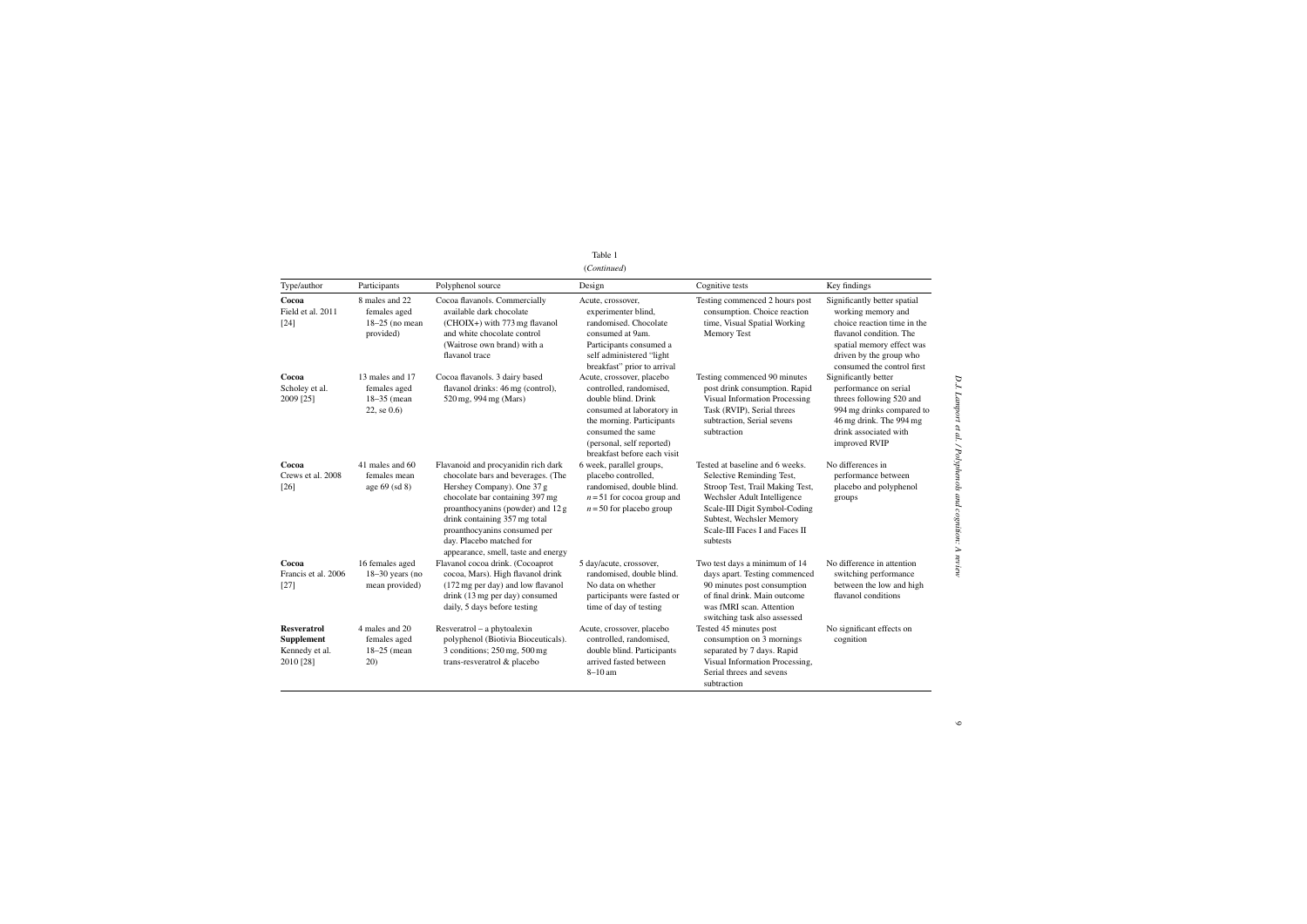Table 1

(*Continued*)

| Type/author | Participants | Polyphenol source | Design | Cognitive tests | Key findings |
|---|---|---|---|---|---|
| **Cocoa** Field et al. 2011 [24] | 8 males and 22 females aged 18–25 (no mean provided) | Cocoa flavanols. Commercially available dark chocolate (CHOIX+) with 773 mg flavanol and white chocolate control (Waitrose own brand) with a flavanol trace | Acute, crossover, experimenter blind, randomised. Chocolate consumed at 9am. Participants consumed a self administered "light breakfast" prior to arrival | Testing commenced 2 hours post consumption. Choice reaction time, Visual Spatial Working Memory Test | Significantly better spatial working memory and choice reaction time in the flavanol condition. The spatial memory effect was driven by the group who consumed the control first |
| **Cocoa** Scholey et al. 2009 [25] | 13 males and 17 females aged 18–35 (mean 22, se 0.6) | Cocoa flavanols. 3 dairy based flavanol drinks: 46 mg (control), 520 mg, 994 mg (Mars) | Acute, crossover, placebo controlled, randomised, double blind. Drink consumed at laboratory in the morning. Participants consumed the same (personal, self reported) breakfast before each visit | Testing commenced 90 minutes post drink consumption. Rapid Visual Information Processing Task (RVIP), Serial threes subtraction, Serial sevens subtraction | Significantly better performance on serial threes following 520 and 994 mg drinks compared to 46 mg drink. The 994 mg drink associated with improved RVIP |
| **Cocoa** Crews et al. 2008 [26] | 41 males and 60 females mean age 69 (sd 8) | Flavanoid and procyanidin rich dark chocolate bars and beverages. (The Hershey Company). One 37 g chocolate bar containing 397 mg proanthocyanins (powder) and 12 g drink containing 357 mg total proanthocyanins consumed per day. Placebo matched for appearance, smell, taste and energy | 6 week, parallel groups, placebo controlled, randomised, double blind. $n = 51$ for cocoa group and $n = 50$ for placebo group | Tested at baseline and 6 weeks. Selective Reminding Test, Stroop Test, Trail Making Test, Wechsler Adult Intelligence Scale-III Digit Symbol-Coding Subtest, Wechsler Memory Scale-III Faces I and Faces II subtests | No differences in performance between placebo and polyphenol groups |
| **Cocoa** Francis et al. 2006 [27] | 16 females aged 18–30 years (no mean provided) | Flavanol cocoa drink. (Cocoaprot cocoa, Mars). High flavanol drink (172 mg per day) and low flavanol drink (13 mg per day) consumed daily, 5 days before testing | 5 day/acute, crossover, randomised, double blind. No data on whether participants were fasted or time of day of testing | Two test days a minimum of 14 days apart. Testing commenced 90 minutes post consumption of final drink. Main outcome was fMRI scan. Attention switching task also assessed | No difference in attention switching performance between the low and high flavanol conditions |
| **Resveratrol Supplement** Kennedy et al. 2010 [28] | 4 males and 20 females aged 18–25 (mean 20) | Resveratrol – a phytoalexin polyphenol (Biotivia Bioceuticals). 3 conditions; 250 mg, 500 mg trans-resveratrol & placebo | Acute, crossover, placebo controlled, randomised, double blind. Participants arrived fasted between 8–10 am | Tested 45 minutes post consumption on 3 mornings separated by 7 days. Rapid Visual Information Processing, Serial threes and sevens subtraction | No significant effects on cognition |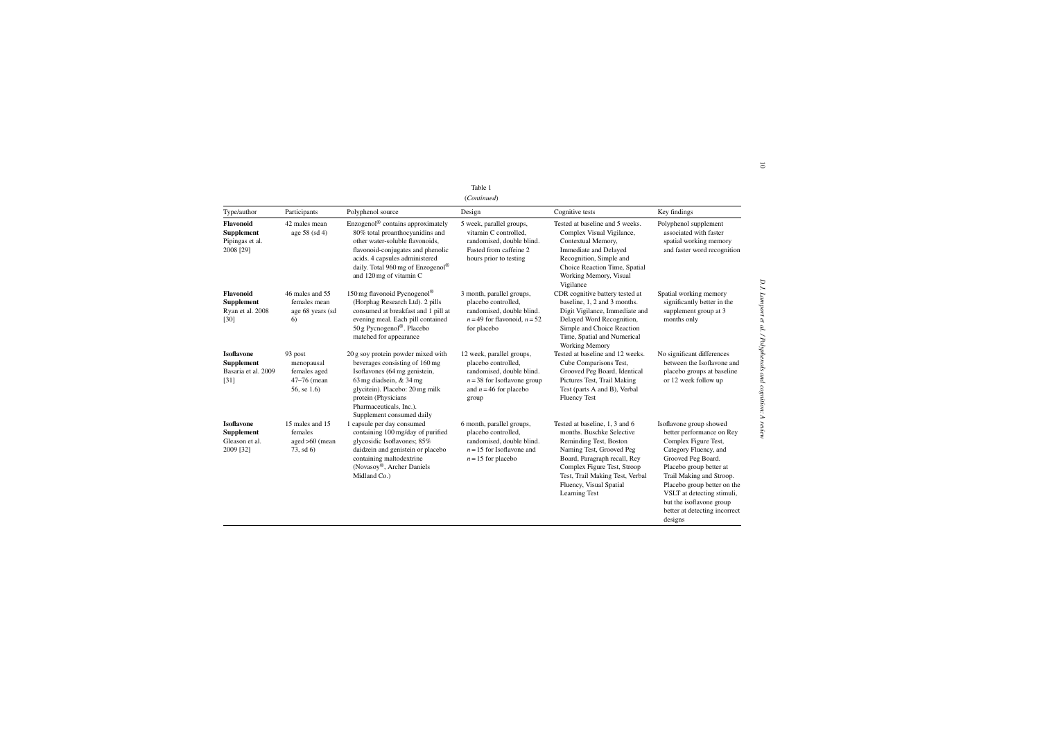Table 1

(*Continued*)

| Type/author | Participants | Polyphenol source | Design | Cognitive tests | Key findings |
|---|---|---|---|---|---|
| **Flavonoid Supplement** Pipingas et al. 2008 [29] | 42 males mean age 58 (sd 4) | Enzogenol® contains approximately 80% total proanthocyanidins and other water-soluble flavonoids, flavonoid-conjugates and phenolic acids. 4 capsules administered daily. Total 960 mg of Enzogenol® and 120 mg of vitamin C | 5 week, parallel groups, vitamin C controlled, randomised, double blind. Fasted from caffeine 2 hours prior to testing | Tested at baseline and 5 weeks. Complex Visual Vigilance, Contextual Memory, Immediate and Delayed Recognition, Simple and Choice Reaction Time, Spatial Working Memory, Visual Vigilance | Polyphenol supplement associated with faster spatial working memory and faster word recognition |
| **Flavonoid Supplement** Ryan et al. 2008 [30] | 46 males and 55 females mean age 68 years (sd 6) | 150 mg flavonoid Pycnogenol® (Horphag Research Ltd). 2 pills consumed at breakfast and 1 pill at evening meal. Each pill contained 50 g Pycnogenol®. Placebo matched for appearance | 3 month, parallel groups, placebo controlled, randomised, double blind. $n = 49$ for flavonoid, $n = 52$ for placebo | CDR cognitive battery tested at baseline, 1, 2 and 3 months. Digit Vigilance, Immediate and Delayed Word Recognition, Simple and Choice Reaction Time, Spatial and Numerical Working Memory | Spatial working memory significantly better in the supplement group at 3 months only |
| **Isoflavone Supplement** Basaria et al. 2009 [31] | 93 post menopausal females aged 47–76 (mean 56, se 1.6) | 20 g soy protein powder mixed with beverages consisting of 160 mg Isoflavones (64 mg genistein, 63 mg diadsein, & 34 mg glycitein). Placebo: 20 mg milk protein (Physicians Pharmaceuticals, Inc.). Supplement consumed daily | 12 week, parallel groups, placebo controlled, randomised, double blind. $n = 38$ for Isoflavone group and $n = 46$ for placebo group | Tested at baseline and 12 weeks. Cube Comparisons Test, Grooved Peg Board, Identical Pictures Test, Trail Making Test (parts A and B), Verbal Fluency Test | No significant differences between the Isoflavone and placebo groups at baseline or 12 week follow up |
| **Isoflavone Supplement** Gleason et al. 2009 [32] | 15 males and 15 females aged >60 (mean 73, sd 6) | 1 capsule per day consumed containing 100 mg/day of purified glycosidic Isoflavones; 85% daidzein and genistein or placebo containing maltodextrine (Novasoy®, Archer Daniels Midland Co.) | 6 month, parallel groups, placebo controlled, randomised, double blind. $n = 15$ for Isoflavone and $n = 15$ for placebo | Tested at baseline, 1, 3 and 6 months. Buschke Selective Reminding Test, Boston Naming Test, Grooved Peg Board, Paragraph recall, Rey Complex Figure Test, Stroop Test, Trail Making Test, Verbal Fluency, Visual Spatial Learning Test | Isoflavone group showed better performance on Rey Complex Figure Test, Category Fluency, and Grooved Peg Board. Placebo group better at Trail Making and Stroop. Placebo group better on the VSLT at detecting stimuli, but the isoflavone group better at detecting incorrect designs |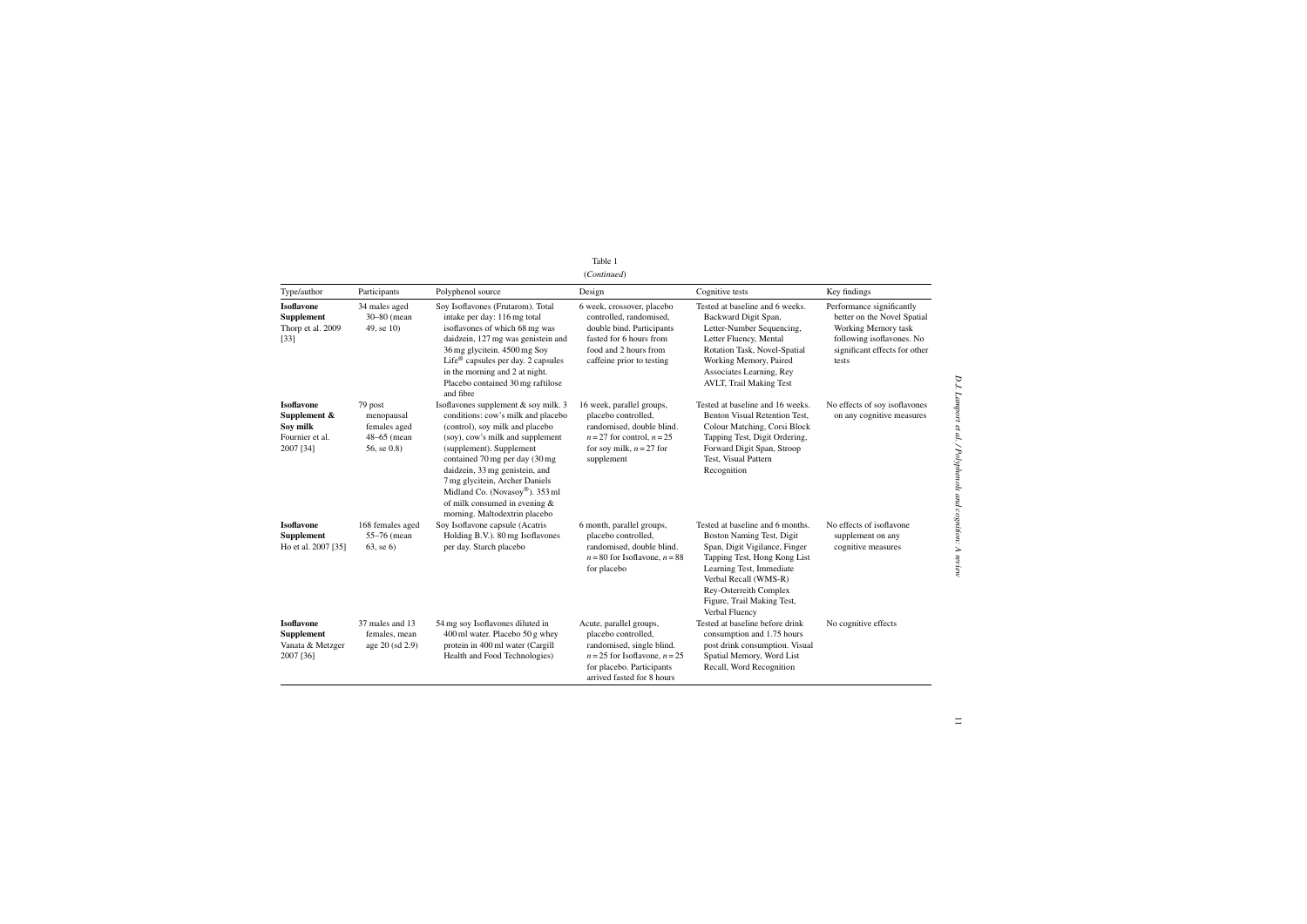Table 1

(*Continued*)

| Type/author | Participants | Polyphenol source | Design | Cognitive tests | Key findings |
|---|---|---|---|---|---|
| **Isoflavone Supplement** Thorp et al. 2009 [33] | 34 males aged 30–80 (mean 49, se 10) | Soy Isoflavones (Frutarom). Total intake per day: 116 mg total isoflavones of which 68 mg was daidzein, 127 mg was genistein and 36 mg glycitein. 4500 mg Soy Life® capsules per day. 2 capsules in the morning and 2 at night. Placebo contained 30 mg raftilose and fibre | 6 week, crossover, placebo controlled, randomised, double bind. Participants fasted for 6 hours from food and 2 hours from caffeine prior to testing | Tested at baseline and 6 weeks. Backward Digit Span, Letter-Number Sequencing, Letter Fluency, Mental Rotation Task, Novel-Spatial Working Memory, Paired Associates Learning, Rey AVLT, Trail Making Test | Performance significantly better on the Novel Spatial Working Memory task following isoflavones. No significant effects for other tests |
| **Isoflavone Supplement & Soy milk** Fournier et al. 2007 [34] | 79 post menopausal females aged 48–65 (mean 56, se 0.8) | Isoflavones supplement & soy milk. 3 conditions: cow's milk and placebo (control), soy milk and placebo (soy), cow's milk and supplement (supplement). Supplement contained 70 mg per day (30 mg daidzein, 33 mg genistein, and 7 mg glycitein, Archer Daniels Midland Co. (Novasoy®). 353 ml of milk consumed in evening & morning. Maltodextrin placebo | 16 week, parallel groups, placebo controlled, randomised, double blind. $n = 27$ for control, $n = 25$ for soy milk, $n = 27$ for supplement | Tested at baseline and 16 weeks. Benton Visual Retention Test, Colour Matching, Corsi Block Tapping Test, Digit Ordering, Forward Digit Span, Stroop Test, Visual Pattern Recognition | No effects of soy isoflavones on any cognitive measures |
| **Isoflavone Supplement** Ho et al. 2007 [35] | 168 females aged 55–76 (mean 63, se 6) | Soy Isoflavone capsule (Acatris Holding B.V.). 80 mg Isoflavones per day. Starch placebo | 6 month, parallel groups, placebo controlled, randomised, double blind. $n = 80$ for Isoflavone, $n = 88$ for placebo | Tested at baseline and 6 months. Boston Naming Test, Digit Span, Digit Vigilance, Finger Tapping Test, Hong Kong List Learning Test, Immediate Verbal Recall (WMS-R) Rey-Osterreith Complex Figure, Trail Making Test, Verbal Fluency | No effects of isoflavone supplement on any cognitive measures |
| **Isoflavone Supplement** Vanata & Metzger 2007 [36] | 37 males and 13 females, mean age 20 (sd 2.9) | 54 mg soy Isoflavones diluted in 400 ml water. Placebo 50 g whey protein in 400 ml water (Cargill Health and Food Technologies) | Acute, parallel groups, placebo controlled, randomised, single blind. $n = 25$ for Isoflavone, $n = 25$ for placebo. Participants arrived fasted for 8 hours | Tested at baseline before drink consumption and 1.75 hours post drink consumption. Visual Spatial Memory, Word List Recall, Word Recognition | No cognitive effects |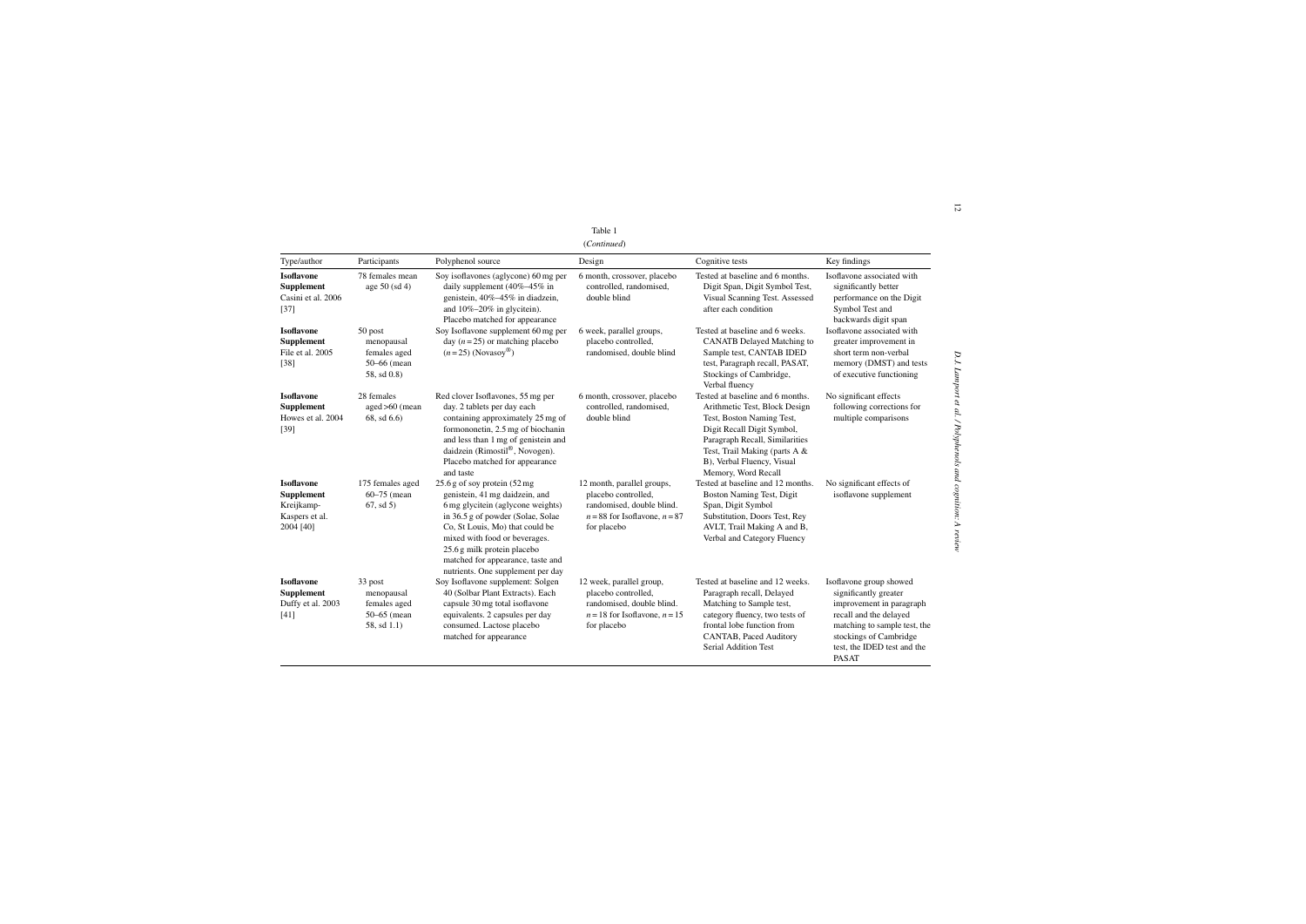Table 1

(*Continued*)

| Type/author | Participants | Polyphenol source | Design | Cognitive tests | Key findings |
|---|---|---|---|---|---|
| **Isoflavone Supplement** Casini et al. 2006 [37] | 78 females mean age 50 (sd 4) | Soy isoflavones (aglycone) 60 mg per daily supplement (40%–45% in genistein, 40%–45% in diadzein, and 10%–20% in glycitein). Placebo matched for appearance | 6 month, crossover, placebo controlled, randomised, double blind | Tested at baseline and 6 months. Digit Span, Digit Symbol Test, Visual Scanning Test. Assessed after each condition | Isoflavone associated with significantly better performance on the Digit Symbol Test and backwards digit span |
| **Isoflavone Supplement** File et al. 2005 [38] | 50 post menopausal females aged 50–66 (mean 58, sd 0.8) | Soy Isoflavone supplement 60 mg per day ($n = 25$) or matching placebo ($n = 25$) (Novasoy®) | 6 week, parallel groups, placebo controlled, randomised, double blind | Tested at baseline and 6 weeks. CANATB Delayed Matching to Sample test, CANTAB IDED test, Paragraph recall, PASAT, Stockings of Cambridge, Verbal fluency | Isoflavone associated with greater improvement in short term non-verbal memory (DMST) and tests of executive functioning |
| **Isoflavone Supplement** Howes et al. 2004 [39] | 28 females aged >60 (mean 68, sd 6.6) | Red clover Isoflavones, 55 mg per day. 2 tablets per day each containing approximately 25 mg of formononetin, 2.5 mg of biochanin and less than 1 mg of genistein and daidzein (Rimostil®, Novogen). Placebo matched for appearance and taste | 6 month, crossover, placebo controlled, randomised, double blind | Tested at baseline and 6 months. Arithmetic Test, Block Design Test, Boston Naming Test, Digit Recall Digit Symbol, Paragraph Recall, Similarities Test, Trail Making (parts A & B), Verbal Fluency, Visual Memory, Word Recall | No significant effects following corrections for multiple comparisons |
| **Isoflavone Supplement** Kreijkamp-Kaspers et al. 2004 [40] | 175 females aged 60–75 (mean 67, sd 5) | 25.6 g of soy protein (52 mg genistein, 41 mg daidzein, and 6 mg glycitein (aglycone weights) in 36.5 g of powder (Solae, Solae Co, St Louis, Mo) that could be mixed with food or beverages. 25.6 g milk protein placebo matched for appearance, taste and nutrients. One supplement per day | 12 month, parallel groups, placebo controlled, randomised, double blind. $n = 88$ for Isoflavone, $n = 87$ for placebo | Tested at baseline and 12 months. Boston Naming Test, Digit Span, Digit Symbol Substitution, Doors Test, Rey AVLT, Trail Making A and B, Verbal and Category Fluency | No significant effects of isoflavone supplement |
| **Isoflavone Supplement** Duffy et al. 2003 [41] | 33 post menopausal females aged 50–65 (mean 58, sd 1.1) | Soy Isoflavone supplement: Solgen 40 (Solbar Plant Extracts). Each capsule 30 mg total isoflavone equivalents. 2 capsules per day consumed. Lactose placebo matched for appearance | 12 week, parallel group, placebo controlled, randomised, double blind. $n = 18$ for Isoflavone, $n = 15$ for placebo | Tested at baseline and 12 weeks. Paragraph recall, Delayed Matching to Sample test, category fluency, two tests of frontal lobe function from CANTAB, Paced Auditory Serial Addition Test | Isoflavone group showed significantly greater improvement in paragraph recall and the delayed matching to sample test, the stockings of Cambridge test, the IDED test and the PASAT |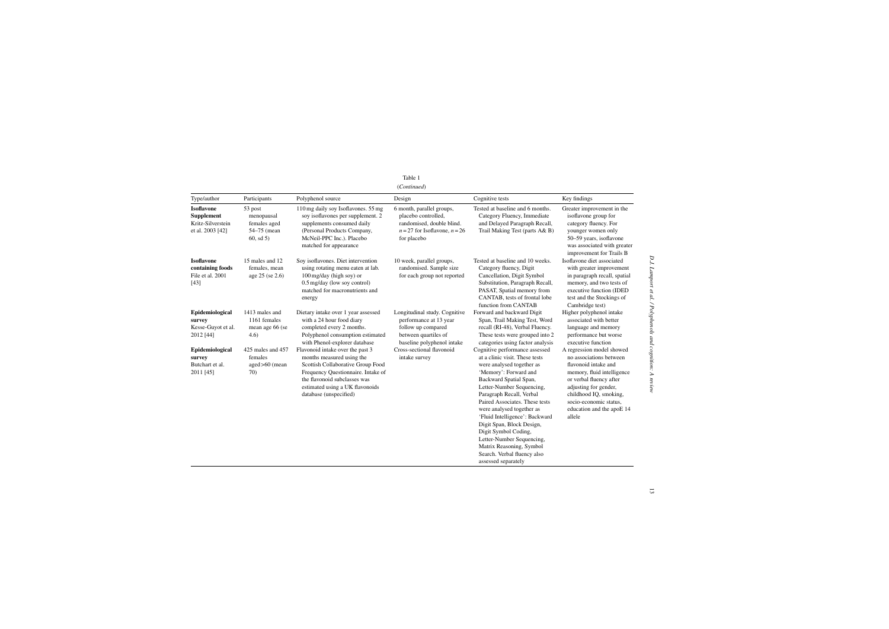Table 1

(*Continued*)

| Type/author | Participants | Polyphenol source | Design | Cognitive tests | Key findings |
|---|---|---|---|---|---|
| **Isoflavone Supplement** Kritz-Silverstein et al. 2003 [42] | 53 post menopausal females aged 54–75 (mean 60, sd 5) | 110 mg daily soy Isoflavones. 55 mg soy isoflavones per supplement. 2 supplements consumed daily (Personal Products Company, McNeil-PPC Inc.). Placebo matched for appearance | 6 month, parallel groups, placebo controlled, randomised, double blind. $n = 27$ for Isoflavone, $n = 26$ for placebo | Tested at baseline and 6 months. Category Fluency, Immediate and Delayed Paragraph Recall, Trail Making Test (parts A& B) | Greater improvement in the isoflavone group for category fluency. For younger women only 50–59 years, isoflavone was associated with greater improvement for Trails B |
| **Isoflavone containing foods** File et al. 2001 [43] | 15 males and 12 females, mean age 25 (se 2.6) | Soy isoflavones. Diet intervention using rotating menu eaten at lab. 100 mg/day (high soy) or 0.5 mg/day (low soy control) matched for macronutrients and energy | 10 week, parallel groups, randomised. Sample size for each group not reported | Tested at baseline and 10 weeks. Category fluency, Digit Cancellation, Digit Symbol Substitution, Paragraph Recall, PASAT, Spatial memory from CANTAB, tests of frontal lobe function from CANTAB | Isoflavone diet associated with greater improvement in paragraph recall, spatial memory, and two tests of executive function (IDED test and the Stockings of Cambridge test) |
| **Epidemiological survey** Kesse-Guyot et al. 2012 [44] | 1413 males and 1161 females mean age 66 (se 4.6) | Dietary intake over 1 year assessed with a 24 hour food diary completed every 2 months. Polyphenol consumption estimated with Phenol-explorer database | Longitudinal study. Cognitive performance at 13 year follow up compared between quartiles of baseline polyphenol intake | Forward and backward Digit Span, Trail Making Test, Word recall (RI-48), Verbal Fluency. These tests were grouped into 2 categories using factor analysis | Higher polyphenol intake associated with better language and memory performance but worse executive function |
| **Epidemiological survey** Butchart et al. 2011 [45] | 425 males and 457 females aged >60 (mean 70) | Flavonoid intake over the past 3 months measured using the Scottish Collaborative Group Food Frequency Questionnaire. Intake of the flavonoid subclasses was estimated using a UK flavonoids database (unspecified) | Cross-sectional flavonoid intake survey | Cognitive performance assessed at a clinic visit. These tests were analysed together as 'Memory': Forward and Backward Spatial Span, Letter-Number Sequencing, Paragraph Recall, Verbal Paired Associates. These tests were analysed together as 'Fluid Intelligence': Backward Digit Span, Block Design, Digit Symbol Coding, Letter-Number Sequencing, Matrix Reasoning, Symbol Search. Verbal fluency also assessed separately | A regression model showed no associations between flavonoid intake and memory, fluid intelligence or verbal fluency after adjusting for gender, childhood IQ, smoking, socio-economic status, education and the apoE 14 allele |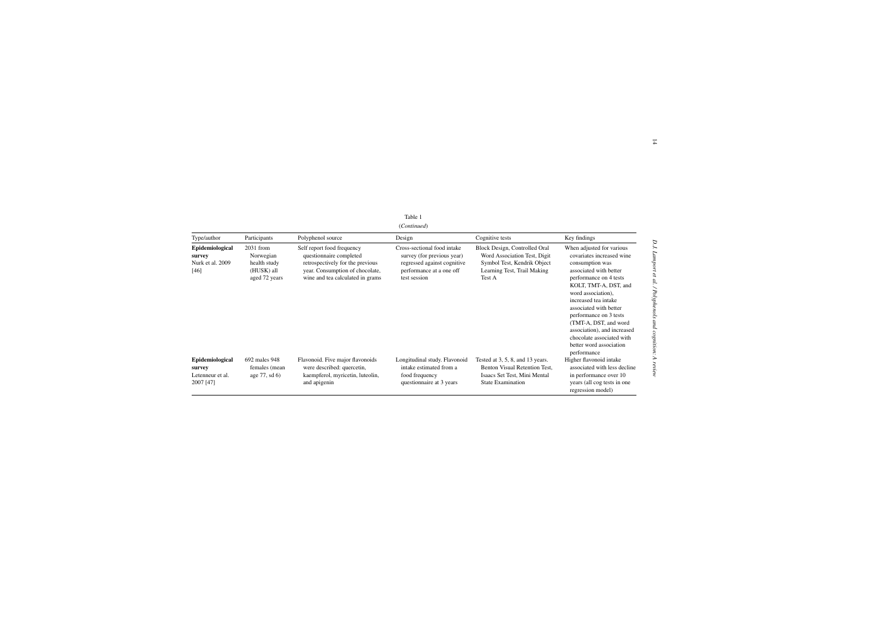Table 1

(*Continued*)

| Type/author | Participants | Polyphenol source | Design | Cognitive tests | Key findings |
|---|---|---|---|---|---|
| **Epidemiological survey** Nurk et al. 2009 [46] | 2031 from Norwegian health study (HUSK) all aged 72 years | Self report food frequency questionnaire completed retrospectively for the previous year. Consumption of chocolate, wine and tea calculated in grams | Cross-sectional food intake survey (for previous year) regressed against cognitive performance at a one off test session | Block Design, Controlled Oral Word Association Test, Digit Symbol Test, Kendrik Object Learning Test, Trail Making Test A | When adjusted for various covariates increased wine consumption was associated with better performance on 4 tests KOLT, TMT-A, DST, and word association), increased tea intake associated with better performance on 3 tests (TMT-A, DST, and word association), and increased chocolate associated with better word association performance |
| **Epidemiological survey** Letenneur et al. 2007 [47] | 692 males 948 females (mean age 77, sd 6) | Flavonoid. Five major flavonoids were described: quercetin, kaempferol, myricetin, luteolin, and apigenin | Longitudinal study. Flavonoid intake estimated from a food frequency questionnaire at 3 years | Tested at 3, 5, 8, and 13 years. Benton Visual Retention Test, Isaacs Set Test, Mini Mental State Examination | Higher flavonoid intake associated with less decline in performance over 10 years (all cog tests in one regression model) |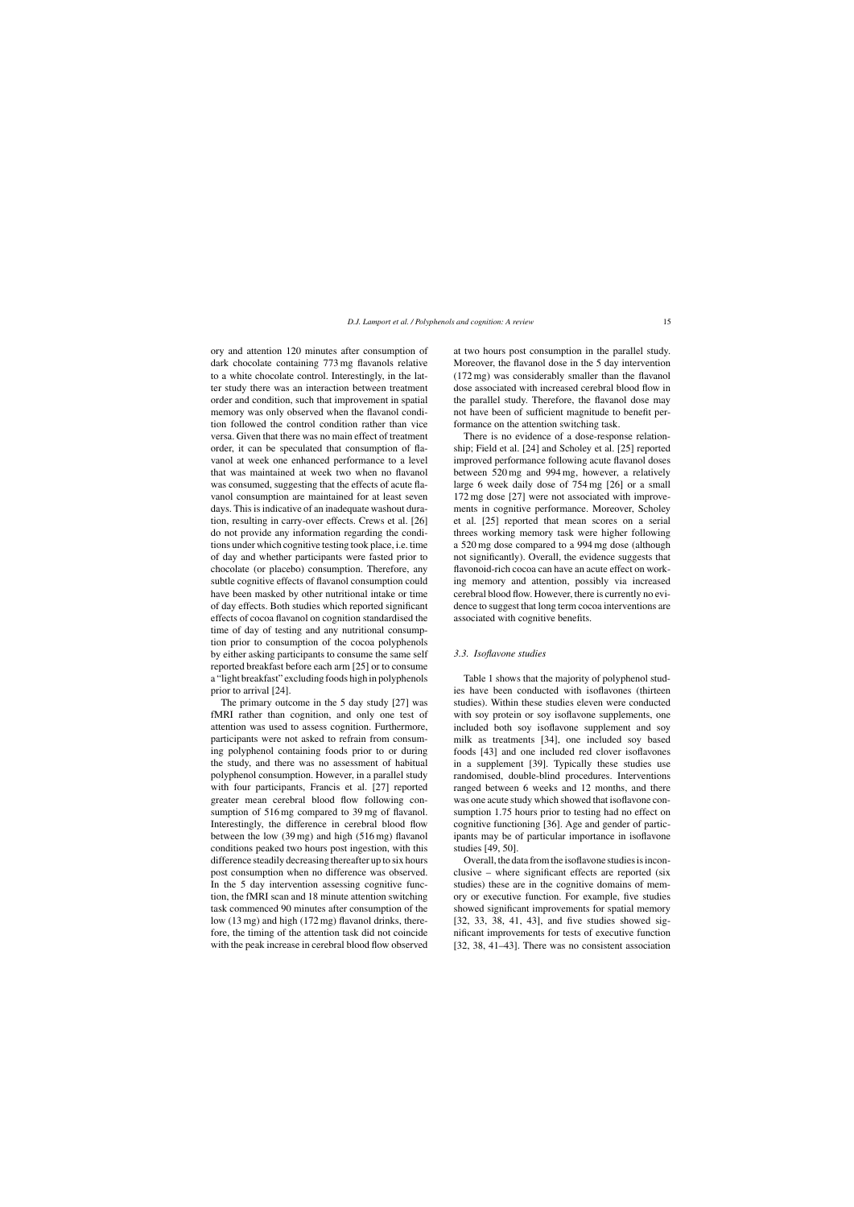ory and attention 120 minutes after consumption of dark chocolate containing 773 mg flavanols relative to a white chocolate control. Interestingly, in the latter study there was an interaction between treatment order and condition, such that improvement in spatial memory was only observed when the flavanol condition followed the control condition rather than vice versa. Given that there was no main effect of treatment order, it can be speculated that consumption of flavanol at week one enhanced performance to a level that was maintained at week two when no flavanol was consumed, suggesting that the effects of acute flavanol consumption are maintained for at least seven days. This is indicative of an inadequate washout duration, resulting in carry-over effects. Crews et al. [26] do not provide any information regarding the conditions under which cognitive testing took place, i.e. time of day and whether participants were fasted prior to chocolate (or placebo) consumption. Therefore, any subtle cognitive effects of flavanol consumption could have been masked by other nutritional intake or time of day effects. Both studies which reported significant effects of cocoa flavanol on cognition standardised the time of day of testing and any nutritional consumption prior to consumption of the cocoa polyphenols by either asking participants to consume the same self reported breakfast before each arm [25] or to consume a "light breakfast" excluding foods high in polyphenols prior to arrival [24].

The primary outcome in the 5 day study [27] was fMRI rather than cognition, and only one test of attention was used to assess cognition. Furthermore, participants were not asked to refrain from consuming polyphenol containing foods prior to or during the study, and there was no assessment of habitual polyphenol consumption. However, in a parallel study with four participants, Francis et al. [27] reported greater mean cerebral blood flow following consumption of 516 mg compared to 39 mg of flavanol. Interestingly, the difference in cerebral blood flow between the low (39 mg) and high (516 mg) flavanol conditions peaked two hours post ingestion, with this difference steadily decreasing thereafter up to six hours post consumption when no difference was observed. In the 5 day intervention assessing cognitive function, the fMRI scan and 18 minute attention switching task commenced 90 minutes after consumption of the low (13 mg) and high (172 mg) flavanol drinks, therefore, the timing of the attention task did not coincide with the peak increase in cerebral blood flow observed at two hours post consumption in the parallel study. Moreover, the flavanol dose in the 5 day intervention (172 mg) was considerably smaller than the flavanol dose associated with increased cerebral blood flow in the parallel study. Therefore, the flavanol dose may not have been of sufficient magnitude to benefit performance on the attention switching task.

There is no evidence of a dose-response relationship; Field et al. [24] and Scholey et al. [25] reported improved performance following acute flavanol doses between 520 mg and 994 mg, however, a relatively large 6 week daily dose of 754 mg [26] or a small 172 mg dose [27] were not associated with improvements in cognitive performance. Moreover, Scholey et al. [25] reported that mean scores on a serial threes working memory task were higher following a 520 mg dose compared to a 994 mg dose (although not significantly). Overall, the evidence suggests that flavonoid-rich cocoa can have an acute effect on working memory and attention, possibly via increased cerebral blood flow. However, there is currently no evidence to suggest that long term cocoa interventions are associated with cognitive benefits.

### *3.3. Isoflavone studies*

Table 1 shows that the majority of polyphenol studies have been conducted with isoflavones (thirteen studies). Within these studies eleven were conducted with soy protein or soy isoflavone supplements, one included both soy isoflavone supplement and soy milk as treatments [34], one included soy based foods [43] and one included red clover isoflavones in a supplement [39]. Typically these studies use randomised, double-blind procedures. Interventions ranged between 6 weeks and 12 months, and there was one acute study which showed that isoflavone consumption 1.75 hours prior to testing had no effect on cognitive functioning [36]. Age and gender of participants may be of particular importance in isoflavone studies [49, 50].

Overall, the data from the isoflavone studies is inconclusive – where significant effects are reported (six studies) these are in the cognitive domains of memory or executive function. For example, five studies showed significant improvements for spatial memory [32, 33, 38, 41, 43], and five studies showed significant improvements for tests of executive function [32, 38, 41–43]. There was no consistent association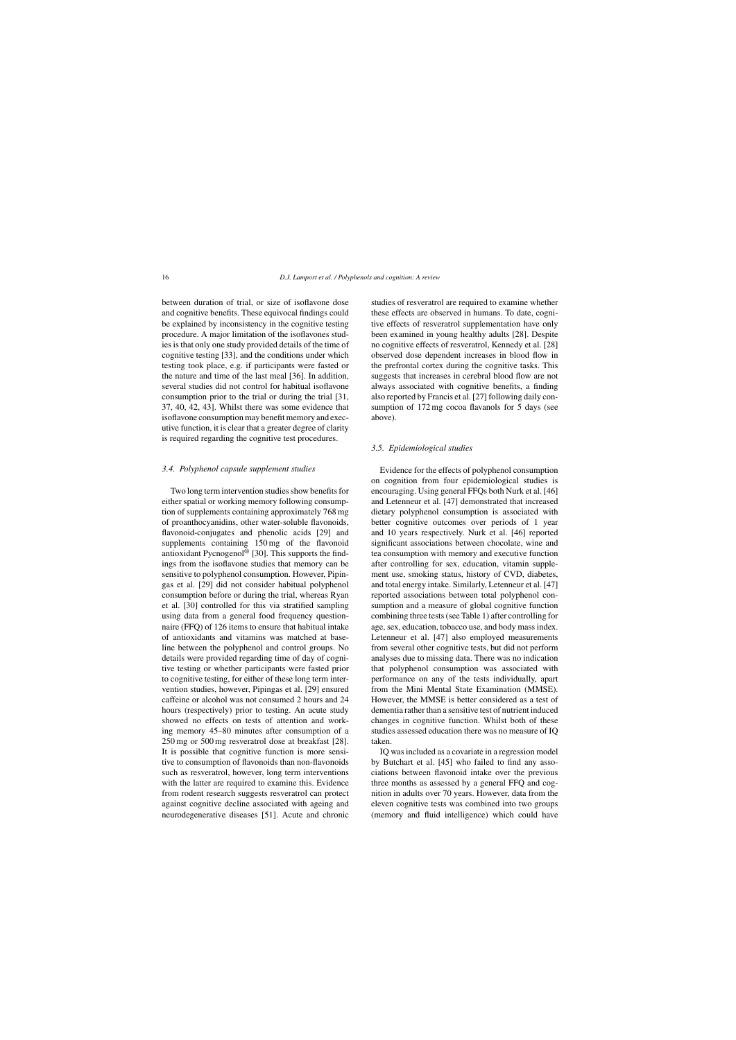between duration of trial, or size of isoflavone dose and cognitive benefits. These equivocal findings could be explained by inconsistency in the cognitive testing procedure. A major limitation of the isoflavones studies is that only one study provided details of the time of cognitive testing [33], and the conditions under which testing took place, e.g. if participants were fasted or the nature and time of the last meal [36]. In addition, several studies did not control for habitual isoflavone consumption prior to the trial or during the trial [31, 37, 40, 42, 43]. Whilst there was some evidence that isoflavone consumption may benefit memory and executive function, it is clear that a greater degree of clarity is required regarding the cognitive test procedures.

### *3.4. Polyphenol capsule supplement studies*

Two long term intervention studies show benefits for either spatial or working memory following consumption of supplements containing approximately 768 mg of proanthocyanidins, other water-soluble flavonoids, flavonoid-conjugates and phenolic acids [29] and supplements containing 150 mg of the flavonoid antioxidant Pycnogenol® [30]. This supports the findings from the isoflavone studies that memory can be sensitive to polyphenol consumption. However, Pipingas et al. [29] did not consider habitual polyphenol consumption before or during the trial, whereas Ryan et al. [30] controlled for this via stratified sampling using data from a general food frequency questionnaire (FFQ) of 126 items to ensure that habitual intake of antioxidants and vitamins was matched at baseline between the polyphenol and control groups. No details were provided regarding time of day of cognitive testing or whether participants were fasted prior to cognitive testing, for either of these long term intervention studies, however, Pipingas et al. [29] ensured caffeine or alcohol was not consumed 2 hours and 24 hours (respectively) prior to testing. An acute study showed no effects on tests of attention and working memory 45–80 minutes after consumption of a 250 mg or 500 mg resveratrol dose at breakfast [28]. It is possible that cognitive function is more sensitive to consumption of flavonoids than non-flavonoids such as resveratrol, however, long term interventions with the latter are required to examine this. Evidence from rodent research suggests resveratrol can protect against cognitive decline associated with ageing and neurodegenerative diseases [51]. Acute and chronic studies of resveratrol are required to examine whether these effects are observed in humans. To date, cognitive effects of resveratrol supplementation have only been examined in young healthy adults [28]. Despite no cognitive effects of resveratrol, Kennedy et al. [28] observed dose dependent increases in blood flow in the prefrontal cortex during the cognitive tasks. This suggests that increases in cerebral blood flow are not always associated with cognitive benefits, a finding also reported by Francis et al. [27] following daily consumption of 172 mg cocoa flavanols for 5 days (see above).

### *3.5. Epidemiological studies*

Evidence for the effects of polyphenol consumption on cognition from four epidemiological studies is encouraging. Using general FFQs both Nurk et al. [46] and Letenneur et al. [47] demonstrated that increased dietary polyphenol consumption is associated with better cognitive outcomes over periods of 1 year and 10 years respectively. Nurk et al. [46] reported significant associations between chocolate, wine and tea consumption with memory and executive function after controlling for sex, education, vitamin supplement use, smoking status, history of CVD, diabetes, and total energy intake. Similarly, Letenneur et al. [47] reported associations between total polyphenol consumption and a measure of global cognitive function combining three tests (see Table 1) after controlling for age, sex, education, tobacco use, and body mass index. Letenneur et al. [47] also employed measurements from several other cognitive tests, but did not perform analyses due to missing data. There was no indication that polyphenol consumption was associated with performance on any of the tests individually, apart from the Mini Mental State Examination (MMSE). However, the MMSE is better considered as a test of dementia rather than a sensitive test of nutrient induced changes in cognitive function. Whilst both of these studies assessed education there was no measure of IQ taken.

IQ was included as a covariate in a regression model by Butchart et al. [45] who failed to find any associations between flavonoid intake over the previous three months as assessed by a general FFQ and cognition in adults over 70 years. However, data from the eleven cognitive tests was combined into two groups (memory and fluid intelligence) which could have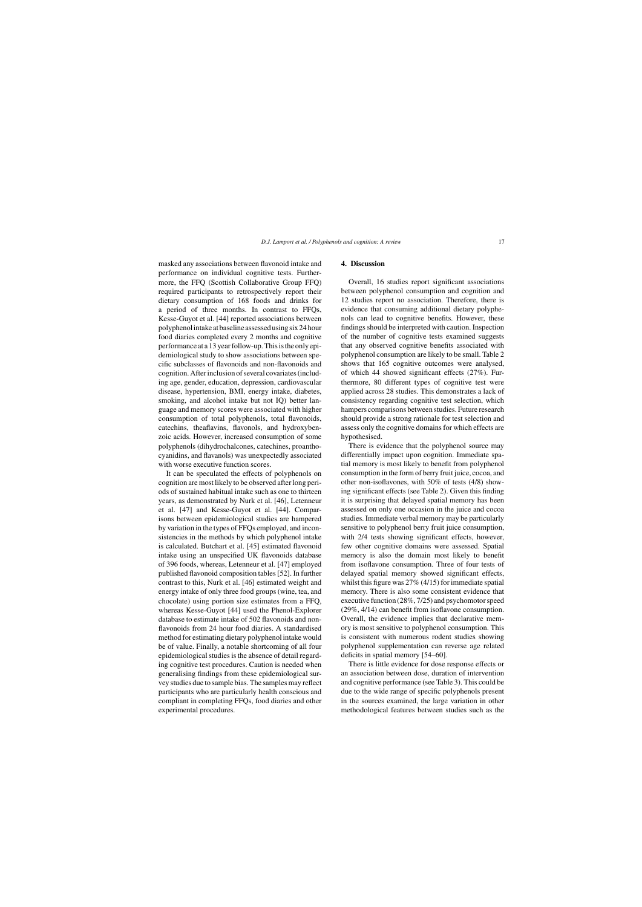masked any associations between flavonoid intake and performance on individual cognitive tests. Furthermore, the FFQ (Scottish Collaborative Group FFQ) required participants to retrospectively report their dietary consumption of 168 foods and drinks for a period of three months. In contrast to FFQs, Kesse-Guyot et al. [44] reported associations between polyphenol intake at baseline assessed using six 24 hour food diaries completed every 2 months and cognitive performance at a 13 year follow-up. This is the only epidemiological study to show associations between specific subclasses of flavonoids and non-flavonoids and cognition. After inclusion of several covariates (including age, gender, education, depression, cardiovascular disease, hypertension, BMI, energy intake, diabetes, smoking, and alcohol intake but not IQ) better language and memory scores were associated with higher consumption of total polyphenols, total flavonoids, catechins, theaflavins, flavonols, and hydroxybenzoic acids. However, increased consumption of some polyphenols (dihydrochalcones, catechines, proanthocyanidins, and flavanols) was unexpectedly associated with worse executive function scores.

It can be speculated the effects of polyphenols on cognition are most likely to be observed after long periods of sustained habitual intake such as one to thirteen years, as demonstrated by Nurk et al. [46], Letenneur et al. [47] and Kesse-Guyot et al. [44]. Comparisons between epidemiological studies are hampered by variation in the types of FFQs employed, and inconsistencies in the methods by which polyphenol intake is calculated. Butchart et al. [45] estimated flavonoid intake using an unspecified UK flavonoids database of 396 foods, whereas, Letenneur et al. [47] employed published flavonoid composition tables [52]. In further contrast to this, Nurk et al. [46] estimated weight and energy intake of only three food groups (wine, tea, and chocolate) using portion size estimates from a FFQ, whereas Kesse-Guyot [44] used the Phenol-Explorer database to estimate intake of 502 flavonoids and non-flavonoids from 24 hour food diaries. A standardised method for estimating dietary polyphenol intake would be of value. Finally, a notable shortcoming of all four epidemiological studies is the absence of detail regarding cognitive test procedures. Caution is needed when generalising findings from these epidemiological survey studies due to sample bias. The samples may reflect participants who are particularly health conscious and compliant in completing FFQs, food diaries and other experimental procedures.

## 4. Discussion

Overall, 16 studies report significant associations between polyphenol consumption and cognition and 12 studies report no association. Therefore, there is evidence that consuming additional dietary polyphenols can lead to cognitive benefits. However, these findings should be interpreted with caution. Inspection of the number of cognitive tests examined suggests that any observed cognitive benefits associated with polyphenol consumption are likely to be small. Table 2 shows that 165 cognitive outcomes were analysed, of which 44 showed significant effects (27%). Furthermore, 80 different types of cognitive test were applied across 28 studies. This demonstrates a lack of consistency regarding cognitive test selection, which hampers comparisons between studies. Future research should provide a strong rationale for test selection and assess only the cognitive domains for which effects are hypothesised.

There is evidence that the polyphenol source may differentially impact upon cognition. Immediate spatial memory is most likely to benefit from polyphenol consumption in the form of berry fruit juice, cocoa, and other non-isoflavones, with 50% of tests (4/8) showing significant effects (see Table 2). Given this finding it is surprising that delayed spatial memory has been assessed on only one occasion in the juice and cocoa studies. Immediate verbal memory may be particularly sensitive to polyphenol berry fruit juice consumption, with 2/4 tests showing significant effects, however, few other cognitive domains were assessed. Spatial memory is also the domain most likely to benefit from isoflavone consumption. Three of four tests of delayed spatial memory showed significant effects, whilst this figure was 27% (4/15) for immediate spatial memory. There is also some consistent evidence that executive function (28%, 7/25) and psychomotor speed (29%, 4/14) can benefit from isoflavone consumption. Overall, the evidence implies that declarative memory is most sensitive to polyphenol consumption. This is consistent with numerous rodent studies showing polyphenol supplementation can reverse age related deficits in spatial memory [54–60].

There is little evidence for dose response effects or an association between dose, duration of intervention and cognitive performance (see Table 3). This could be due to the wide range of specific polyphenols present in the sources examined, the large variation in other methodological features between studies such as the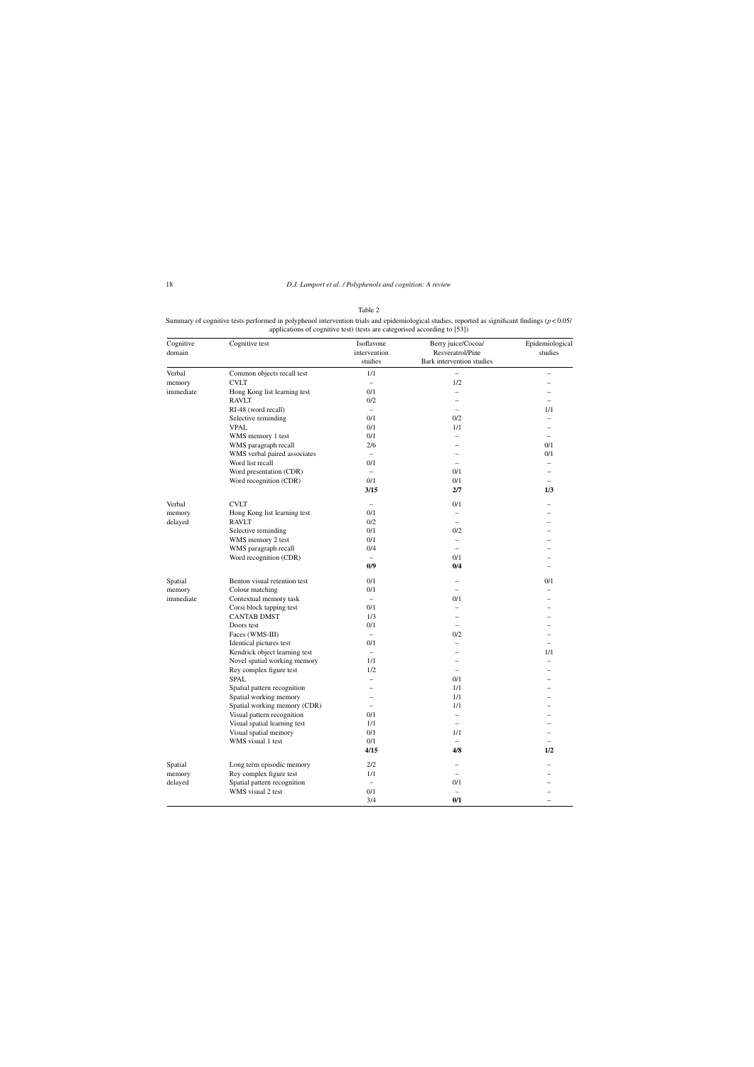Table 2

Summary of cognitive tests performed in polyphenol intervention trials and epidemiological studies, reported as significant findings ($p < 0.05$/ applications of cognitive test) (tests are categorised according to [53])

| Cognitive domain | Cognitive test | Isoflavone intervention studies | Berry juice/Cocoa/ Resveratrol/Pine Bark intervention studies | Epidemiological studies |
|---|---|---|---|---|
| Verbal memory immediate | Common objects recall test | 1/1 | – | – |
| | CVLT | – | 1/2 | – |
| | Hong Kong list learning test | 0/1 | – | – |
| | RAVLT | 0/2 | – | – |
| | RI-48 (word recall) | – | – | 1/1 |
| | Selective reminding | 0/1 | 0/2 | – |
| | VPAL | 0/1 | 1/1 | – |
| | WMS memory 1 test | 0/1 | – | – |
| | WMS paragraph recall | 2/6 | – | 0/1 |
| | WMS verbal paired associates | – | – | 0/1 |
| | Word list recall | 0/1 | – | – |
| | Word presentation (CDR) | – | 0/1 | – |
| | Word recognition (CDR) | 0/1 | 0/1 | – |
| | | **3/15** | **2/7** | **1/3** |
| Verbal memory delayed | CVLT | – | 0/1 | – |
| | Hong Kong list learning test | 0/1 | – | – |
| | RAVLT | 0/2 | – | – |
| | Selective reminding | 0/1 | 0/2 | – |
| | WMS memory 2 test | 0/1 | – | – |
| | WMS paragraph recall | 0/4 | – | – |
| | Word recognition (CDR) | – | 0/1 | – |
| | | **0/9** | **0/4** | – |
| Spatial memory immediate | Benton visual retention test | 0/1 | – | 0/1 |
| | Colour matching | 0/1 | – | – |
| | Contextual memory task | – | 0/1 | – |
| | Corsi block tapping test | 0/1 | – | – |
| | CANTAB DMST | 1/3 | – | – |
| | Doors test | 0/1 | – | – |
| | Faces (WMS-III) | – | 0/2 | – |
| | Identical pictures test | 0/1 | – | – |
| | Kendrick object learning test | – | – | 1/1 |
| | Novel spatial working memory | 1/1 | – | – |
| | Rey complex figure test | 1/2 | – | – |
| | SPAL | – | 0/1 | – |
| | Spatial pattern recognition | – | 1/1 | – |
| | Spatial working memory | – | 1/1 | – |
| | Spatial working memory (CDR) | – | 1/1 | – |
| | Visual pattern recognition | 0/1 | – | – |
| | Visual spatial learning test | 1/1 | – | – |
| | Visual spatial memory | 0/1 | 1/1 | – |
| | WMS visual 1 test | 0/1 | – | – |
| | | **4/15** | **4/8** | **1/2** |
| Spatial memory delayed | Long term episodic memory | 2/2 | – | – |
| | Rey complex figure test | 1/1 | – | – |
| | Spatial pattern recognition | – | 0/1 | – |
| | WMS visual 2 test | 0/1 | – | – |
| | | 3/4 | **0/1** | – |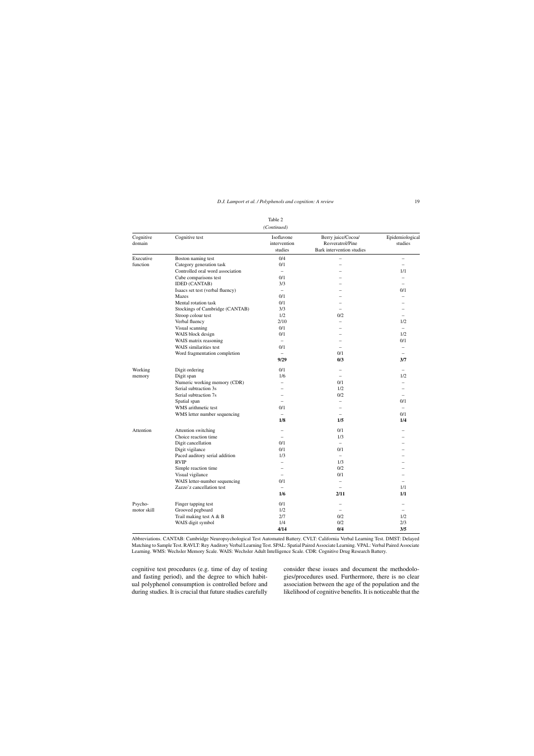Table 2

*(Continued)*

| Cognitive domain | Cognitive test | Isoflavone intervention studies | Berry juice/Cocoa/ Resveratrol/Pine Bark intervention studies | Epidemiological studies |
|---|---|---|---|---|
| Executive function | Boston naming test | 0/4 | – | – |
| | Category generation task | 0/1 | – | – |
| | Controlled oral word association | – | – | 1/1 |
| | Cube comparisons test | 0/1 | – | – |
| | IDED (CANTAB) | 3/3 | – | – |
| | Isaacs set test (verbal fluency) | – | – | 0/1 |
| | Mazes | 0/1 | – | – |
| | Mental rotation task | 0/1 | – | – |
| | Stockings of Cambridge (CANTAB) | 3/3 | – | – |
| | Stroop colour test | 1/2 | 0/2 | – |
| | Verbal fluency | 2/10 | – | 1/2 |
| | Visual scanning | 0/1 | – | – |
| | WAIS block design | 0/1 | – | 1/2 |
| | WAIS matrix reasoning | – | – | 0/1 |
| | WAIS similarities test | 0/1 | – | – |
| | Word fragmentation completion | – | 0/1 | – |
| | | **9/29** | **0/3** | **3/7** |
| Working memory | Digit ordering | 0/1 | – | – |
| | Digit span | 1/6 | – | 1/2 |
| | Numeric working memory (CDR) | – | 0/1 | – |
| | Serial subtraction 3s | – | 1/2 | – |
| | Serial subtraction 7s | – | 0/2 | – |
| | Spatial span | – | – | 0/1 |
| | WMS arithmetic test | 0/1 | – | – |
| | WMS letter number sequencing | – | – | 0/1 |
| | | **1/8** | **1/5** | **1/4** |
| Attention | Attention switching | – | 0/1 | – |
| | Choice reaction time | – | 1/3 | – |
| | Digit cancellation | 0/1 | – | – |
| | Digit vigilance | 0/1 | 0/1 | – |
| | Paced auditory serial addition | 1/3 | – | – |
| | RVIP | – | 1/3 | – |
| | Simple reaction time | – | 0/2 | – |
| | Visual vigilance | – | 0/1 | – |
| | WAIS letter-number sequencing | 0/1 | – | – |
| | Zazzo'z cancellation test | – | – | 1/1 |
| | | **1/6** | **2/11** | **1/1** |
| Psycho-motor skill | Finger tapping test | 0/1 | – | – |
| | Grooved pegboard | 1/2 | – | – |
| | Trail making test A & B | 2/7 | 0/2 | 1/2 |
| | WAIS digit symbol | 1/4 | 0/2 | 2/3 |
| | | **4/14** | **0/4** | **3/5** |

Abbreviations. CANTAB: Cambridge Neuropsychological Test Automated Battery. CVLT: California Verbal Learning Test. DMST: Delayed Matching to Sample Test. RAVLT: Rey Auditory Verbal Learning Test. SPAL: Spatial Paired Associate Learning. VPAL: Verbal Paired Associate Learning. WMS: Wechsler Memory Scale. WAIS: Wechsler Adult Intelligence Scale. CDR: Cognitive Drug Research Battery.

cognitive test procedures (e.g. time of day of testing and fasting period), and the degree to which habitual polyphenol consumption is controlled before and during studies. It is crucial that future studies carefully consider these issues and document the methodologies/procedures used. Furthermore, there is no clear association between the age of the population and the likelihood of cognitive benefits. It is noticeable that the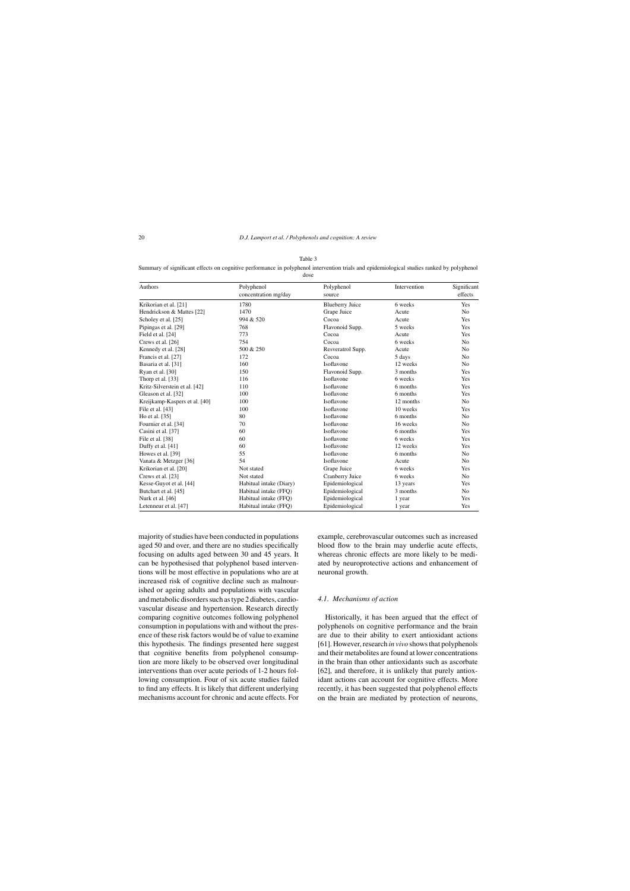Table 3

Summary of significant effects on cognitive performance in polyphenol intervention trials and epidemiological studies ranked by polyphenol dose

| Authors | Polyphenol concentration mg/day | Polyphenol source | Intervention | Significant effects |
|---|---|---|---|---|
| Krikorian et al. [21] | 1780 | Blueberry Juice | 6 weeks | Yes |
| Hendrickson & Mattes [22] | 1470 | Grape Juice | Acute | No |
| Scholey et al. [25] | 994 & 520 | Cocoa | Acute | Yes |
| Pipingas et al. [29] | 768 | Flavonoid Supp. | 5 weeks | Yes |
| Field et al. [24] | 773 | Cocoa | Acute | Yes |
| Crews et al. [26] | 754 | Cocoa | 6 weeks | No |
| Kennedy et al. [28] | 500 & 250 | Resveratrol Supp. | Acute | No |
| Francis et al. [27] | 172 | Cocoa | 5 days | No |
| Basaria et al. [31] | 160 | Isoflavone | 12 weeks | No |
| Ryan et al. [30] | 150 | Flavonoid Supp. | 3 months | Yes |
| Thorp et al. [33] | 116 | Isoflavone | 6 weeks | Yes |
| Kritz-Silverstein et al. [42] | 110 | Isoflavone | 6 months | Yes |
| Gleason et al. [32] | 100 | Isoflavone | 6 months | Yes |
| Kreijkamp-Kaspers et al. [40] | 100 | Isoflavone | 12 months | No |
| File et al. [43] | 100 | Isoflavone | 10 weeks | Yes |
| Ho et al. [35] | 80 | Isoflavone | 6 months | No |
| Fournier et al. [34] | 70 | Isoflavone | 16 weeks | No |
| Casini et al. [37] | 60 | Isoflavone | 6 months | Yes |
| File et al. [38] | 60 | Isoflavone | 6 weeks | Yes |
| Duffy et al. [41] | 60 | Isoflavone | 12 weeks | Yes |
| Howes et al. [39] | 55 | Isoflavone | 6 months | No |
| Vanata & Metzger [36] | 54 | Isoflavone | Acute | No |
| Krikorian et al. [20] | Not stated | Grape Juice | 6 weeks | Yes |
| Crews et al. [23] | Not stated | Cranberry Juice | 6 weeks | No |
| Kesse-Guyot et al. [44] | Habitual intake (Diary) | Epidemiological | 13 years | Yes |
| Butchart et al. [45] | Habitual intake (FFQ) | Epidemiological | 3 months | No |
| Nurk et al. [46] | Habitual intake (FFQ) | Epidemiological | 1 year | Yes |
| Letenneur et al. [47] | Habitual intake (FFQ) | Epidemiological | 1 year | Yes |

majority of studies have been conducted in populations aged 50 and over, and there are no studies specifically focusing on adults aged between 30 and 45 years. It can be hypothesised that polyphenol based interventions will be most effective in populations who are at increased risk of cognitive decline such as malnourished or ageing adults and populations with vascular and metabolic disorders such as type 2 diabetes, cardiovascular disease and hypertension. Research directly comparing cognitive outcomes following polyphenol consumption in populations with and without the presence of these risk factors would be of value to examine this hypothesis. The findings presented here suggest that cognitive benefits from polyphenol consumption are more likely to be observed over longitudinal interventions than over acute periods of 1-2 hours following consumption. Four of six acute studies failed to find any effects. It is likely that different underlying mechanisms account for chronic and acute effects. For example, cerebrovascular outcomes such as increased blood flow to the brain may underlie acute effects, whereas chronic effects are more likely to be mediated by neuroprotective actions and enhancement of neuronal growth.

### *4.1. Mechanisms of action*

Historically, it has been argued that the effect of polyphenols on cognitive performance and the brain are due to their ability to exert antioxidant actions [61]. However, research *in vivo* shows that polyphenols and their metabolites are found at lower concentrations in the brain than other antioxidants such as ascorbate [62], and therefore, it is unlikely that purely antioxidant actions can account for cognitive effects. More recently, it has been suggested that polyphenol effects on the brain are mediated by protection of neurons,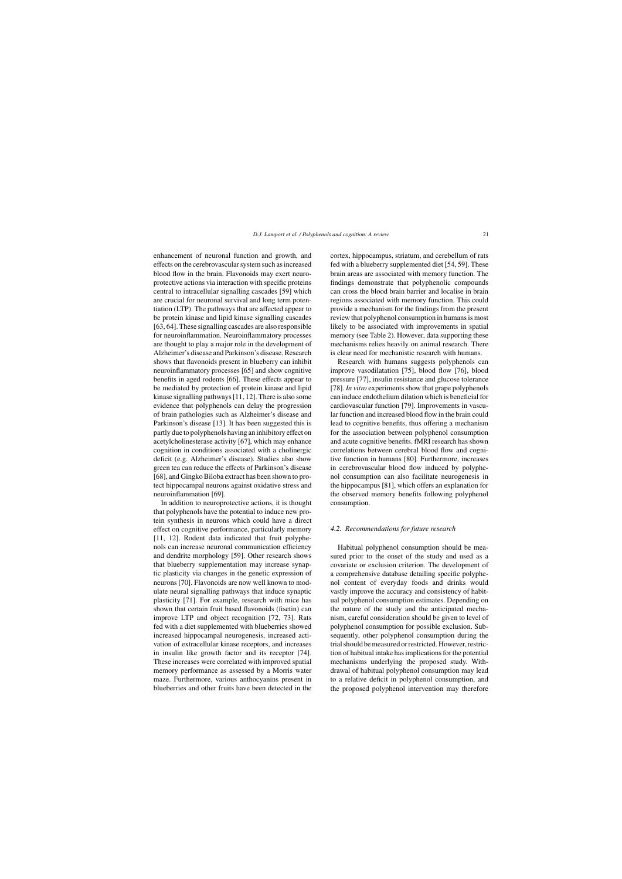enhancement of neuronal function and growth, and effects on the cerebrovascular system such as increased blood flow in the brain. Flavonoids may exert neuroprotective actions via interaction with specific proteins central to intracellular signalling cascades [59] which are crucial for neuronal survival and long term potentiation (LTP). The pathways that are affected appear to be protein kinase and lipid kinase signalling cascades [63, 64]. These signalling cascades are also responsible for neuroinflammation. Neuroinflammatory processes are thought to play a major role in the development of Alzheimer's disease and Parkinson's disease. Research shows that flavonoids present in blueberry can inhibit neuroinflammatory processes [65] and show cognitive benefits in aged rodents [66]. These effects appear to be mediated by protection of protein kinase and lipid kinase signalling pathways [11, 12]. There is also some evidence that polyphenols can delay the progression of brain pathologies such as Alzheimer's disease and Parkinson's disease [13]. It has been suggested this is partly due to polyphenols having an inhibitory effect on acetylcholinesterase activity [67], which may enhance cognition in conditions associated with a cholinergic deficit (e.g. Alzheimer's disease). Studies also show green tea can reduce the effects of Parkinson's disease [68], and Gingko Biloba extract has been shown to protect hippocampal neurons against oxidative stress and neuroinflammation [69].

In addition to neuroprotective actions, it is thought that polyphenols have the potential to induce new protein synthesis in neurons which could have a direct effect on cognitive performance, particularly memory [11, 12]. Rodent data indicated that fruit polyphenols can increase neuronal communication efficiency and dendrite morphology [59]. Other research shows that blueberry supplementation may increase synaptic plasticity via changes in the genetic expression of neurons [70]. Flavonoids are now well known to modulate neural signalling pathways that induce synaptic plasticity [71]. For example, research with mice has shown that certain fruit based flavonoids (fisetin) can improve LTP and object recognition [72, 73]. Rats fed with a diet supplemented with blueberries showed increased hippocampal neurogenesis, increased activation of extracellular kinase receptors, and increases in insulin like growth factor and its receptor [74]. These increases were correlated with improved spatial memory performance as assessed by a Morris water maze. Furthermore, various anthocyanins present in blueberries and other fruits have been detected in the cortex, hippocampus, striatum, and cerebellum of rats fed with a blueberry supplemented diet [54, 59]. These brain areas are associated with memory function. The findings demonstrate that polyphenolic compounds can cross the blood brain barrier and localise in brain regions associated with memory function. This could provide a mechanism for the findings from the present review that polyphenol consumption in humans is most likely to be associated with improvements in spatial memory (see Table 2). However, data supporting these mechanisms relies heavily on animal research. There is clear need for mechanistic research with humans.

Research with humans suggests polyphenols can improve vasodilatation [75], blood flow [76], blood pressure [77], insulin resistance and glucose tolerance [78]. *In vitro* experiments show that grape polyphenols can induce endothelium dilation which is beneficial for cardiovascular function [79]. Improvements in vascular function and increased blood flow in the brain could lead to cognitive benefits, thus offering a mechanism for the association between polyphenol consumption and acute cognitive benefits. fMRI research has shown correlations between cerebral blood flow and cognitive function in humans [80]. Furthermore, increases in cerebrovascular blood flow induced by polyphenol consumption can also facilitate neurogenesis in the hippocampus [81], which offers an explanation for the observed memory benefits following polyphenol consumption.

### *4.2. Recommendations for future research*

Habitual polyphenol consumption should be measured prior to the onset of the study and used as a covariate or exclusion criterion. The development of a comprehensive database detailing specific polyphenol content of everyday foods and drinks would vastly improve the accuracy and consistency of habitual polyphenol consumption estimates. Depending on the nature of the study and the anticipated mechanism, careful consideration should be given to level of polyphenol consumption for possible exclusion. Subsequently, other polyphenol consumption during the trial should be measured or restricted. However, restriction of habitual intake has implications for the potential mechanisms underlying the proposed study. Withdrawal of habitual polyphenol consumption may lead to a relative deficit in polyphenol consumption, and the proposed polyphenol intervention may therefore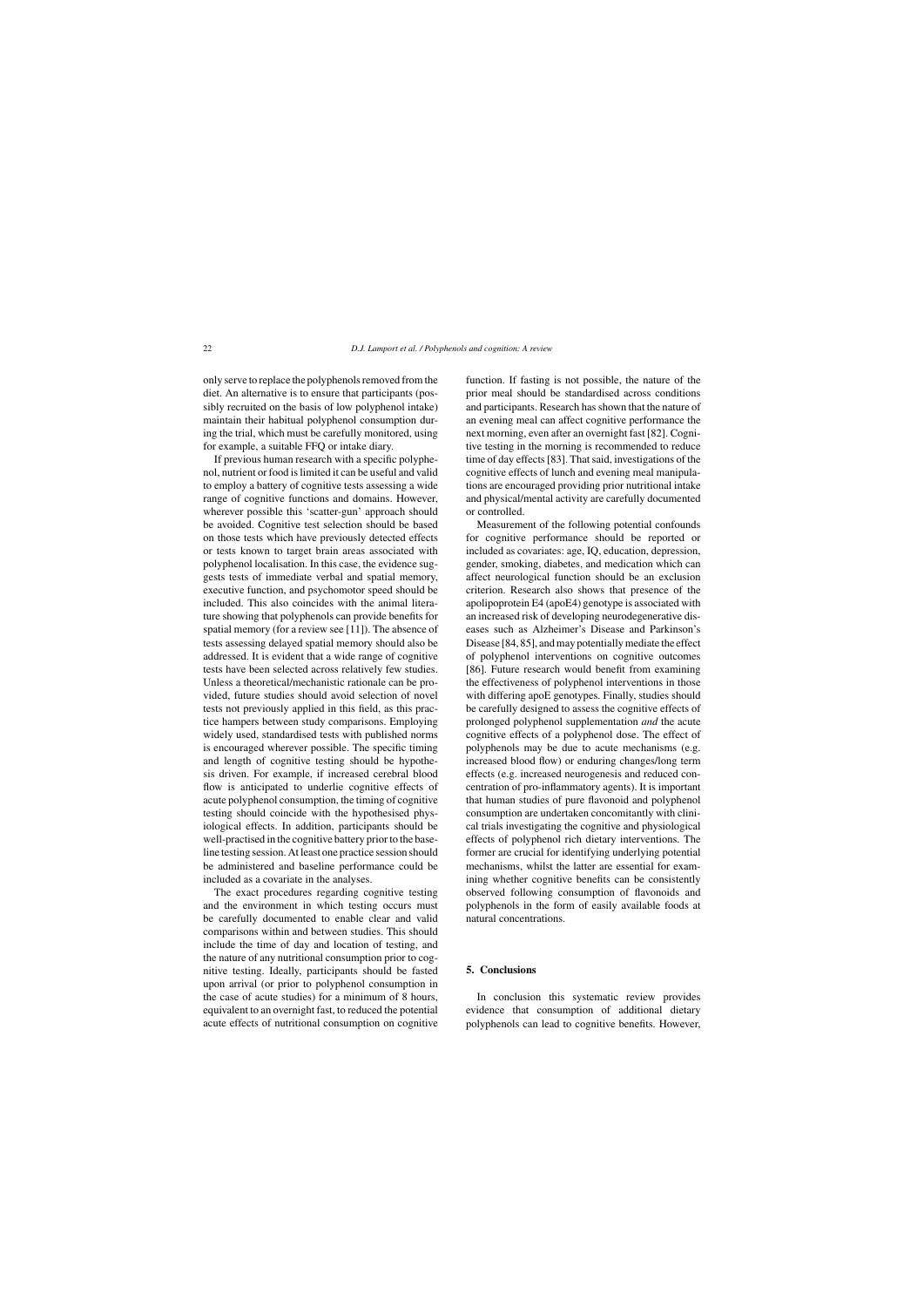only serve to replace the polyphenols removed from the diet. An alternative is to ensure that participants (possibly recruited on the basis of low polyphenol intake) maintain their habitual polyphenol consumption during the trial, which must be carefully monitored, using for example, a suitable FFQ or intake diary.

If previous human research with a specific polyphenol, nutrient or food is limited it can be useful and valid to employ a battery of cognitive tests assessing a wide range of cognitive functions and domains. However, wherever possible this 'scatter-gun' approach should be avoided. Cognitive test selection should be based on those tests which have previously detected effects or tests known to target brain areas associated with polyphenol localisation. In this case, the evidence suggests tests of immediate verbal and spatial memory, executive function, and psychomotor speed should be included. This also coincides with the animal literature showing that polyphenols can provide benefits for spatial memory (for a review see [11]). The absence of tests assessing delayed spatial memory should also be addressed. It is evident that a wide range of cognitive tests have been selected across relatively few studies. Unless a theoretical/mechanistic rationale can be provided, future studies should avoid selection of novel tests not previously applied in this field, as this practice hampers between study comparisons. Employing widely used, standardised tests with published norms is encouraged wherever possible. The specific timing and length of cognitive testing should be hypothesis driven. For example, if increased cerebral blood flow is anticipated to underlie cognitive effects of acute polyphenol consumption, the timing of cognitive testing should coincide with the hypothesised physiological effects. In addition, participants should be well-practised in the cognitive battery prior to the baseline testing session. At least one practice session should be administered and baseline performance could be included as a covariate in the analyses.

The exact procedures regarding cognitive testing and the environment in which testing occurs must be carefully documented to enable clear and valid comparisons within and between studies. This should include the time of day and location of testing, and the nature of any nutritional consumption prior to cognitive testing. Ideally, participants should be fasted upon arrival (or prior to polyphenol consumption in the case of acute studies) for a minimum of 8 hours, equivalent to an overnight fast, to reduced the potential acute effects of nutritional consumption on cognitive function. If fasting is not possible, the nature of the prior meal should be standardised across conditions and participants. Research has shown that the nature of an evening meal can affect cognitive performance the next morning, even after an overnight fast [82]. Cognitive testing in the morning is recommended to reduce time of day effects [83]. That said, investigations of the cognitive effects of lunch and evening meal manipulations are encouraged providing prior nutritional intake and physical/mental activity are carefully documented or controlled.

Measurement of the following potential confounds for cognitive performance should be reported or included as covariates: age, IQ, education, depression, gender, smoking, diabetes, and medication which can affect neurological function should be an exclusion criterion. Research also shows that presence of the apolipoprotein E4 (apoE4) genotype is associated with an increased risk of developing neurodegenerative diseases such as Alzheimer's Disease and Parkinson's Disease [84, 85], and may potentially mediate the effect of polyphenol interventions on cognitive outcomes [86]. Future research would benefit from examining the effectiveness of polyphenol interventions in those with differing apoE genotypes. Finally, studies should be carefully designed to assess the cognitive effects of prolonged polyphenol supplementation *and* the acute cognitive effects of a polyphenol dose. The effect of polyphenols may be due to acute mechanisms (e.g. increased blood flow) or enduring changes/long term effects (e.g. increased neurogenesis and reduced concentration of pro-inflammatory agents). It is important that human studies of pure flavonoid and polyphenol consumption are undertaken concomitantly with clinical trials investigating the cognitive and physiological effects of polyphenol rich dietary interventions. The former are crucial for identifying underlying potential mechanisms, whilst the latter are essential for examining whether cognitive benefits can be consistently observed following consumption of flavonoids and polyphenols in the form of easily available foods at natural concentrations.

## 5. Conclusions

In conclusion this systematic review provides evidence that consumption of additional dietary polyphenols can lead to cognitive benefits. However,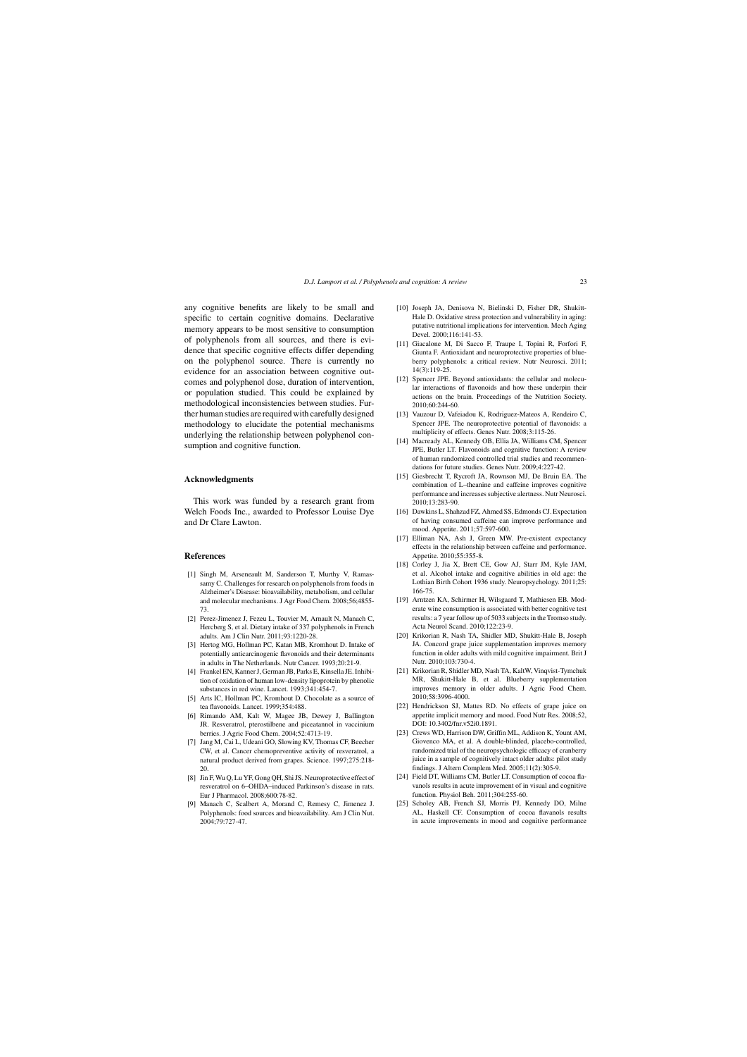any cognitive benefits are likely to be small and specific to certain cognitive domains. Declarative memory appears to be most sensitive to consumption of polyphenols from all sources, and there is evidence that specific cognitive effects differ depending on the polyphenol source. There is currently no evidence for an association between cognitive outcomes and polyphenol dose, duration of intervention, or population studied. This could be explained by methodological inconsistencies between studies. Further human studies are required with carefully designed methodology to elucidate the potential mechanisms underlying the relationship between polyphenol consumption and cognitive function.

## Acknowledgments

This work was funded by a research grant from Welch Foods Inc., awarded to Professor Louise Dye and Dr Clare Lawton.

## References

[1] Singh M, Arseneault M, Sanderson T, Murthy V, Ramassamy C. Challenges for research on polyphenols from foods in Alzheimer's Disease: bioavailability, metabolism, and cellular and molecular mechanisms. J Agr Food Chem. 2008;56:4855-73.

[2] Perez-Jimenez J, Fezeu L, Touvier M, Arnault N, Manach C, Hercberg S, et al. Dietary intake of 337 polyphenols in French adults. Am J Clin Nutr. 2011;93:1220-28.

[3] Hertog MG, Hollman PC, Katan MB, Kromhout D. Intake of potentially anticarcinogenic flavonoids and their determinants in adults in The Netherlands. Nutr Cancer. 1993;20:21-9.

[4] Frankel EN, Kanner J, German JB, Parks E, Kinsella JE. Inhibition of oxidation of human low-density lipoprotein by phenolic substances in red wine. Lancet. 1993;341:454-7.

[5] Arts IC, Hollman PC, Kromhout D. Chocolate as a source of tea flavonoids. Lancet. 1999;354:488.

[6] Rimando AM, Kalt W, Magee JB, Dewey J, Ballington JR. Resveratrol, pterostilbene and piceatannol in vaccinium berries. J Agric Food Chem. 2004;52:4713-19.

[7] Jang M, Cai L, Udeani GO, Slowing KV, Thomas CF, Beecher CW, et al. Cancer chemopreventive activity of resveratrol, a natural product derived from grapes. Science. 1997;275:218-20.

[8] Jin F, Wu Q, Lu YF, Gong QH, Shi JS. Neuroprotective effect of resveratrol on 6–OHDA–induced Parkinson's disease in rats. Eur J Pharmacol. 2008;600:78-82.

[9] Manach C, Scalbert A, Morand C, Remesy C, Jimenez J. Polyphenols: food sources and bioavailability. Am J Clin Nut. 2004;79:727-47.

[10] Joseph JA, Denisova N, Bielinski D, Fisher DR, Shukitt-Hale D. Oxidative stress protection and vulnerability in aging: putative nutritional implications for intervention. Mech Aging Devel. 2000;116:141-53.

[11] Giacalone M, Di Sacco F, Traupe I, Topini R, Forfori F, Giunta F. Antioxidant and neuroprotective properties of blueberry polyphenols: a critical review. Nutr Neurosci. 2011; 14(3):119-25.

[12] Spencer JPE. Beyond antioxidants: the cellular and molecular interactions of flavonoids and how these underpin their actions on the brain. Proceedings of the Nutrition Society. 2010;60:244-60.

[13] Vauzour D, Vafeiadou K, Rodriguez-Mateos A, Rendeiro C, Spencer JPE. The neuroprotective potential of flavonoids: a multiplicity of effects. Genes Nutr. 2008;3:115-26.

[14] Macready AL, Kennedy OB, Ellia JA, Williams CM, Spencer JPE, Butler LT. Flavonoids and cognitive function: A review of human randomized controlled trial studies and recommendations for future studies. Genes Nutr. 2009;4:227-42.

[15] Giesbrecht T, Rycroft JA, Rownson MJ, De Bruin EA. The combination of L–theanine and caffeine improves cognitive performance and increases subjective alertness. Nutr Neurosci. 2010;13:283-90.

[16] Dawkins L, Shahzad FZ, Ahmed SS, Edmonds CJ. Expectation of having consumed caffeine can improve performance and mood. Appetite. 2011;57:597-600.

[17] Elliman NA, Ash J, Green MW. Pre-existent expectancy effects in the relationship between caffeine and performance. Appetite. 2010;55:355-8.

[18] Corley J, Jia X, Brett CE, Gow AJ, Starr JM, Kyle JAM, et al. Alcohol intake and cognitive abilities in old age: the Lothian Birth Cohort 1936 study. Neuropsychology. 2011;25: 166-75.

[19] Arntzen KA, Schirmer H, Wilsgaard T, Mathiesen EB. Moderate wine consumption is associated with better cognitive test results: a 7 year follow up of 5033 subjects in the Tromso study. Acta Neurol Scand. 2010;122:23-9.

[20] Krikorian R, Nash TA, Shidler MD, Shukitt-Hale B, Joseph JA. Concord grape juice supplementation improves memory function in older adults with mild cognitive impairment. Brit J Nutr. 2010;103:730-4.

[21] Krikorian R, Shidler MD, Nash TA, KaltW, Vinqvist-Tymchuk MR, Shukitt-Hale B, et al. Blueberry supplementation improves memory in older adults. J Agric Food Chem. 2010;58:3996-4000.

[22] Hendrickson SJ, Mattes RD. No effects of grape juice on appetite implicit memory and mood. Food Nutr Res. 2008;52, DOI: 10.3402/fnr.v52i0.1891.

[23] Crews WD, Harrison DW, Griffin ML, Addison K, Yount AM, Giovenco MA, et al. A double-blinded, placebo-controlled, randomized trial of the neuropsychologic efficacy of cranberry juice in a sample of cognitively intact older adults: pilot study findings. J Altern Complem Med. 2005;11(2):305-9.

[24] Field DT, Williams CM, Butler LT. Consumption of cocoa flavanols results in acute improvement of in visual and cognitive function. Physiol Beh. 2011;304:255-60.

[25] Scholey AB, French SJ, Morris PJ, Kennedy DO, Milne AL, Haskell CF. Consumption of cocoa flavanols results in acute improvements in mood and cognitive performance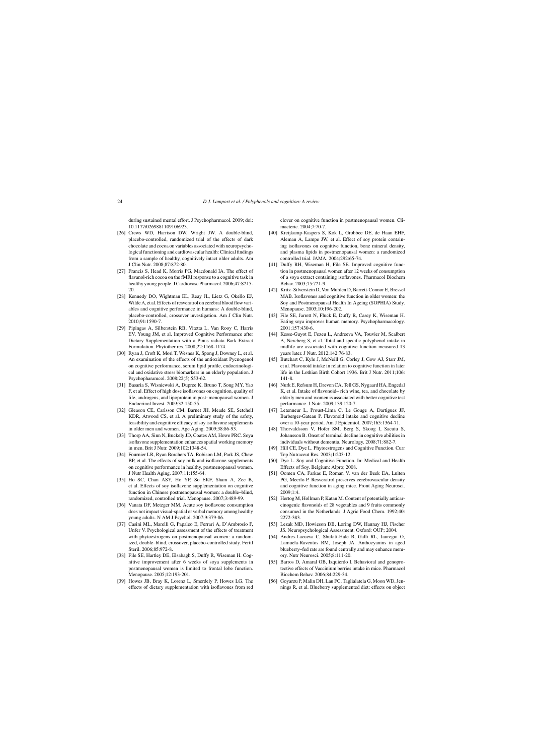during sustained mental effort. J Psychopharmacol. 2009; doi: 10.1177/0269881109106923.

[26] Crews WD, Harrison DW, Wright JW. A double-blind, placebo-controlled, randomized trial of the effects of dark chocolate and cocoa on variables associated with neuropsychological functioning and cardiovascular health: Clinical findings from a sample of healthy, cognitively intact older adults. Am J Clin Nutr. 2008;87:872-80.

[27] Francis S, Head K, Morris PG, Macdonald IA. The effect of flavanol-rich cocoa on the fMRI response to a cognitive task in healthy young people. J Cardiovasc Pharmacol. 2006;47:S215-20.

[28] Kennedy DO, Wightman EL, Reay JL, Lietz G, Okello EJ, Wilde A, et al. Effects of resveratrol on cerebral blood flow variables and cognitive performance in humans: A double-blind, placebo-controlled, crossover investigation. Am J Clin Nutr. 2010;91:1590-7.

[29] Pipingas A, Silberstein RB, Vitetta L, Van Rooy C, Harris EV, Young JM, et al. Improved Cognitive Performance after Dietary Supplementation with a Pinus radiata Bark Extract Formulation. Phytother res. 2008;22:1168-1174.

[30] Ryan J, Croft K, Mori T, Wesnes K, Spong J, Downey L, et al. An examination of the effects of the antioxidant Pycnogenol on cognitive performance, serum lipid profile, endocrinological and oxidative stress biomarkers in an elderly population. J Psychopharamcol. 2008;22(5):553-62.

[31] Basaria S, Wisniewski A, Dupree K, Bruno T, Song MY, Yao F, et al. Effect of high dose isoflavones on cognition, quality of life, androgens, and lipoprotein in post–menopausal women. J Endocrinol Invest. 2009;32:150-55.

[32] Gleason CE, Carlsson CM, Barnet JH, Meade SE, Setchell KDR, Atwood CS, et al. A preliminary study of the safety, feasibility and cognitive efficacy of soy isoflavone supplements in older men and women. Age Aging. 2009;38:86-93.

[33] Thorp AA, Sinn N, Buckely JD, Coates AM, Howe PRC. Soya isoflavone supplementation enhances spatial working memory in men. Brit J Nutr. 2009;102:1348-54.

[34] Fournier LR, Ryan Borchers TA, Robison LM, Park JS, Chew BP, et al. The effects of soy milk and isoflavone supplements on cognitive performance in healthy, postmenopausal women. J Nutr Health Aging. 2007;11:155-64.

[35] Ho SC, Chan ASY, Ho YP, So EKF, Sham A, Zee B, et al. Effects of soy isoflavone supplementation on cognitive function in Chinese postmenopausal women: a double–blind, randomized, controlled trial. Menopause. 2007;3:489-99.

[36] Vanata DF, Metzger MM. Acute soy isoflavone consumption does not impact visual-spatial or verbal memory among healthy young adults. N AM J Psychol. 2007;9:379-86.

[37] Casini ML, Marelli G, Papaleo E, Ferrari A, D'Ambrosio F, Unfer V. Psychological assessment of the effects of treatment with phytoestrogens on postmenopausal women: a randomized, double–blind, crossover, placebo-controlled study. Fertil Steril. 2006;85:972-8.

[38] File SE, Hartley DE, Elsabagh S, Duffy R, Wiseman H. Cognitive improvement after 6 weeks of soya supplements in postmenopausal women is limited to frontal lobe function. Menopause. 2005;12:193-201.

[39] Howes JB, Bray K, Lorenz L, Smerdely P, Howes LG. The effects of dietary supplementation with isoflavones from red clover on cognitive function in postmenopausal women. Climacteric. 2004;7:70-7.

[40] Kreijkamp-Kaspers S, Kok L, Grobbee DE, de Haan EHF, Aleman A, Lampe JW, et al. Effect of soy protein containing isoflavones on cognitive function, bone mineral density, and plasma lipids in postmenopausal women: a randomized controlled trial. JAMA. 2004;292:65-74.

[41] Duffy RH, Wiseman H, File SE. Improved cognitive function in postmenopausal women after 12 weeks of consumption of a soya extract containing isoflavones. Pharmacol Biochem Behav. 2003;75:721-9.

[42] Kritz–Silverstein D, Von Muhlen D, Barrett-Connor E, Bressel MAB. Isoflavones and cognitive function in older women: the Soy and Postmenopausal Health In Ageing (SOPHIA) Study. Menopause. 2003;10:196-202.

[43] File SE, Jarrett N, Fluck E, Duffy R, Casey K, Wiseman H. Eating soya improves human memory. Psychopharmacology. 2001;157:430-6.

[44] Kesse-Guyot E, Fezeu L, Andreeva VA, Touvier M, Scalbert A, Nercberg S, et al. Total and specific polyphenol intake in midlife are associated with cognitive function measured 13 years later. J Nutr. 2012;142:76-83.

[45] Butchart C, Kyle J, McNeill G, Corley J, Gow AJ, Starr JM, et al. Flavonoid intake in relation to cognitive function in later life in the Lothian Birth Cohort 1936. Brit J Nutr. 2011;106: 141-8.

[46] Nurk E, Refsum H, Drevon CA, Tell GS, Nygaard HA, Engedal K, et al. Intake of flavonoid– rich wine, tea, and chocolate by elderly men and women is associated with better cognitive test performance. J Nutr. 2009;139:120-7.

[47] Letenneur L, Proust-Lima C, Le Gouge A, Dartigues JF, Barberger-Gateau P. Flavonoid intake and cognitive decline over a 10-year period. Am J Epidemiol. 2007;165:1364-71.

[48] Thorvaldsson V, Hofer SM, Berg S, Skoog I, Sacuiu S, Johansson B. Onset of terminal decline in cognitive abilities in individuals without dementia. Neurology. 2008;71:882-7.

[49] Hill CE, Dye L. Phytoestrogens and Cognitive Function. Curr Top Nutraceut Res. 2003;1:203-12.

[50] Dye L. Soy and Cognitive Function. In: Medical and Health Effects of Soy. Belgium: Alpro; 2008.

[51] Oomen CA, Farkas E, Roman V, van der Beek EA, Luiten PG, Meerlo P. Resveratrol preserves cerebrovascular density and cognitive function in aging mice. Front Aging Neurosci. 2009;1:4.

[52] Hertog M, Hollman P, Katan M. Content of potentially anticarcinogenic flavonoids of 28 vegetables and 9 fruits commonly consumed in the Netherlands. J Agric Food Chem. 1992;40: 2272-383.

[53] Lezak MD, Howieson DB, Loring DW, Hannay HJ, Fischer JS. Neuropsychological Assessment. Oxford: OUP; 2004.

[54] Andres-Lacueva C, Shukitt-Hale B, Galli RL, Jauregui O, Lamuela-Raventos RM, Joseph JA. Anthocyanins in aged blueberry–fed rats are found centrally and may enhance memory. Nutr Neurosci. 2005;8:111-20.

[55] Barros D, Amaral OB, Izquierdo I. Behavioral and genoprotective effects of Vaccinium berries intake in mice. Pharmacol Biochem Behav. 2006;84:229-34.

[56] Goyarzu P, Malin DH, Lau FC, Taglialatela G, Moon WD, Jennings R, et al. Blueberry supplemented diet: effects on object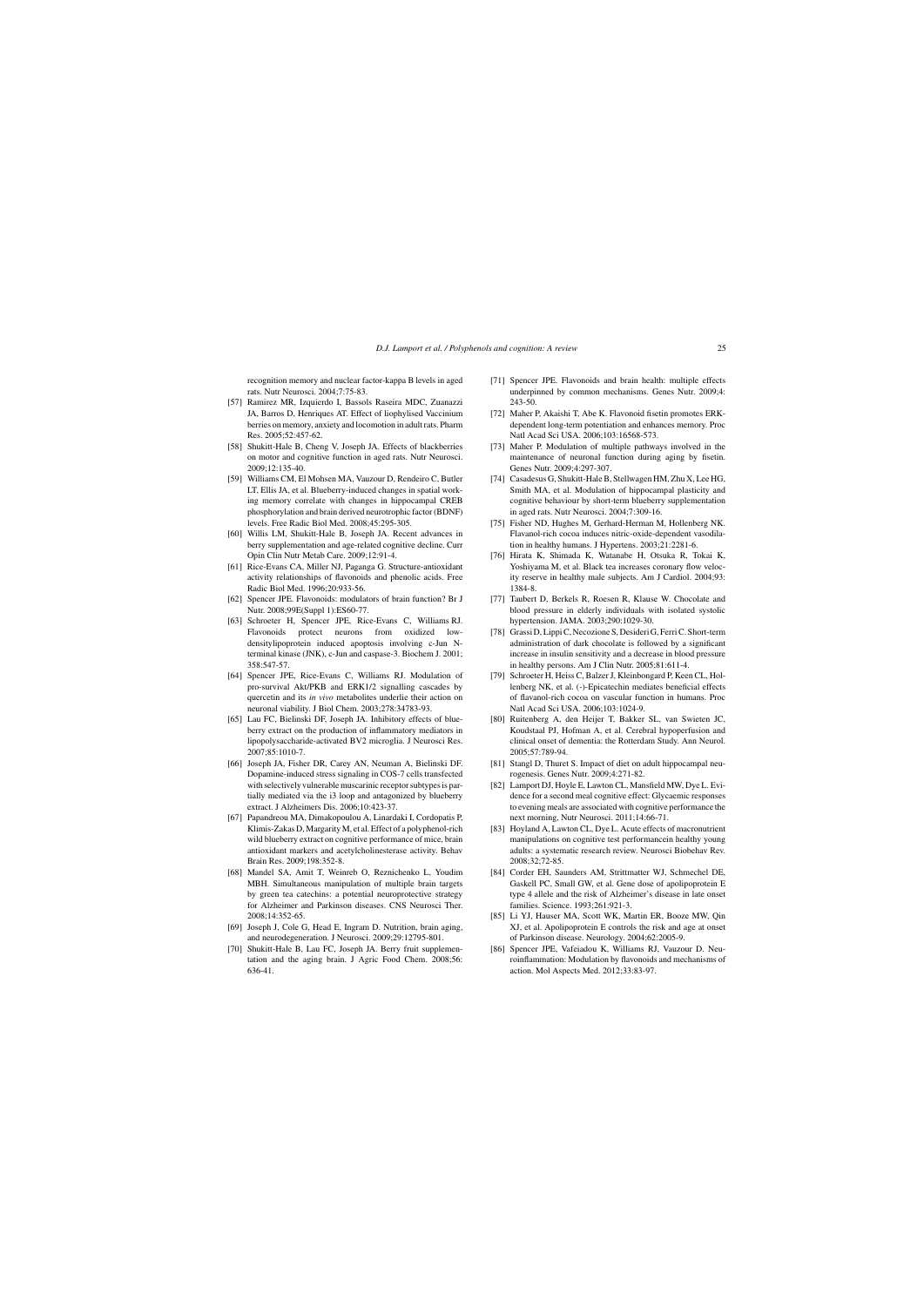recognition memory and nuclear factor-kappa B levels in aged rats. Nutr Neurosci. 2004;7:75-83.

- [57] Ramirez MR, Izquierdo I, Bassols Raseira MDC, Zuanazzi JA, Barros D, Henriques AT. Effect of liophylised Vaccinium berries on memory, anxiety and locomotion in adult rats. Pharm Res. 2005;52:457-62.
- [58] Shukitt-Hale B, Cheng V, Joseph JA. Effects of blackberries on motor and cognitive function in aged rats. Nutr Neurosci. 2009;12:135-40.
- [59] Williams CM, El Mohsen MA, Vauzour D, Rendeiro C, Butler LT, Ellis JA, et al. Blueberry-induced changes in spatial working memory correlate with changes in hippocampal CREB phosphorylation and brain derived neurotrophic factor (BDNF) levels. Free Radic Biol Med. 2008;45:295-305.
- [60] Willis LM, Shukitt-Hale B, Joseph JA. Recent advances in berry supplementation and age-related cognitive decline. Curr Opin Clin Nutr Metab Care. 2009;12:91-4.
- [61] Rice-Evans CA, Miller NJ, Paganga G. Structure-antioxidant activity relationships of flavonoids and phenolic acids. Free Radic Biol Med. 1996;20:933-56.
- [62] Spencer JPE. Flavonoids: modulators of brain function? Br J Nutr. 2008;99E(Suppl 1):ES60-77.
- [63] Schroeter H, Spencer JPE, Rice-Evans C, Williams RJ. Flavonoids protect neurons from oxidized low-densitylipoprotein induced apoptosis involving c-Jun N-terminal kinase (JNK), c-Jun and caspase-3. Biochem J. 2001; 358:547-57.
- [64] Spencer JPE, Rice-Evans C, Williams RJ. Modulation of pro-survival Akt/PKB and ERK1/2 signalling cascades by quercetin and its *in vivo* metabolites underlie their action on neuronal viability. J Biol Chem. 2003;278:34783-93.
- [65] Lau FC, Bielinski DF, Joseph JA. Inhibitory effects of blueberry extract on the production of inflammatory mediators in lipopolysaccharide-activated BV2 microglia. J Neurosci Res. 2007;85:1010-7.
- [66] Joseph JA, Fisher DR, Carey AN, Neuman A, Bielinski DF. Dopamine-induced stress signaling in COS-7 cells transfected with selectively vulnerable muscarinic receptor subtypes is partially mediated via the i3 loop and antagonized by blueberry extract. J Alzheimers Dis. 2006;10:423-37.
- [67] Papandreou MA, Dimakopoulou A, Linardaki ZI, Cordopatis P, Klimis-Zakas D, Margarity M, et al. Effect of a polyphenol-rich wild blueberry extract on cognitive performance of mice, brain antioxidant markers and acetylcholinesterase activity. Behav Brain Res. 2009;198:352-8.
- [68] Mandel SA, Amit T, Weinreb O, Reznichenko L, Youdim MBH. Simultaneous manipulation of multiple brain targets by green tea catechins: a potential neuroprotective strategy for Alzheimer and Parkinson diseases. CNS Neurosci Ther. 2008;14:352-65.
- [69] Joseph J, Cole G, Head E, Ingram D. Nutrition, brain aging, and neurodegeneration. J Neurosci. 2009;29:12795-801.
- [70] Shukitt-Hale B, Lau FC, Joseph JA. Berry fruit supplementation and the aging brain. J Agric Food Chem. 2008;56: 636-41.
- [71] Spencer JPE. Flavonoids and brain health: multiple effects underpinned by common mechanisms. Genes Nutr. 2009;4: 243-50.
- [72] Maher P, Akaishi T, Abe K. Flavonoid fisetin promotes ERK-dependent long-term potentiation and enhances memory. Proc Natl Acad Sci USA. 2006;103:16568-573.
- [73] Maher P. Modulation of multiple pathways involved in the maintenance of neuronal function during aging by fisetin. Genes Nutr. 2009;4:297-307.
- [74] Casadesus G, Shukitt-Hale B, Stellwagen HM, Zhu X, Lee HG, Smith MA, et al. Modulation of hippocampal plasticity and cognitive behaviour by short-term blueberry supplementation in aged rats. Nutr Neurosci. 2004;7:309-16.
- [75] Fisher ND, Hughes M, Gerhard-Herman M, Hollenberg NK. Flavanol-rich cocoa induces nitric-oxide-dependent vasodilation in healthy humans. J Hypertens. 2003;21:2281-6.
- [76] Hirata K, Shimada K, Watanabe H, Otsuka R, Tokai K, Yoshiyama M, et al. Black tea increases coronary flow velocity reserve in healthy male subjects. Am J Cardiol. 2004;93: 1384-8.
- [77] Taubert D, Berkels R, Roesen R, Klause W. Chocolate and blood pressure in elderly individuals with isolated systolic hypertension. JAMA. 2003;290:1029-30.
- [78] Grassi D, Lippi C, Necozione S, Desideri G, Ferri C. Short-term administration of dark chocolate is followed by a significant increase in insulin sensitivity and a decrease in blood pressure in healthy persons. Am J Clin Nutr. 2005;81:611-4.
- [79] Schroeter H, Heiss C, Balzer J, Kleinbongard P, Keen CL, Hollenberg NK, et al. (-)-Epicatechin mediates beneficial effects of flavanol-rich cocoa on vascular function in humans. Proc Natl Acad Sci USA. 2006;103:1024-9.
- [80] Ruitenberg A, den Heijer T, Bakker SL, van Swieten JC, Koudstaal PJ, Hofman A, et al. Cerebral hypoperfusion and clinical onset of dementia: the Rotterdam Study. Ann Neurol. 2005;57:789-94.
- [81] Stangl D, Thuret S. Impact of diet on adult hippocampal neurogenesis. Genes Nutr. 2009;4:271-82.
- [82] Lamport DJ, Hoyle E, Lawton CL, Mansfield MW, Dye L. Evidence for a second meal cognitive effect: Glycaemic responses to evening meals are associated with cognitive performance the next morning, Nutr Neurosci. 2011;14:66-71.
- [83] Hoyland A, Lawton CL, Dye L. Acute effects of macronutrient manipulations on cognitive test performancein healthy young adults: a systematic research review. Neurosci Biobehav Rev. 2008;32;72-85.
- [84] Corder EH, Saunders AM, Strittmatter WJ, Schmechel DE, Gaskell PC, Small GW, et al. Gene dose of apolipoprotein E type 4 allele and the risk of Alzheimer's disease in late onset families. Science. 1993;261:921-3.
- [85] Li YJ, Hauser MA, Scott WK, Martin ER, Booze MW, Qin XJ, et al. Apolipoprotein E controls the risk and age at onset of Parkinson disease. Neurology. 2004;62:2005-9.
- [86] Spencer JPE, Vafeiadou K, Williams RJ, Vauzour D. Neuroinflammation: Modulation by flavonoids and mechanisms of action. Mol Aspects Med. 2012;33:83-97.